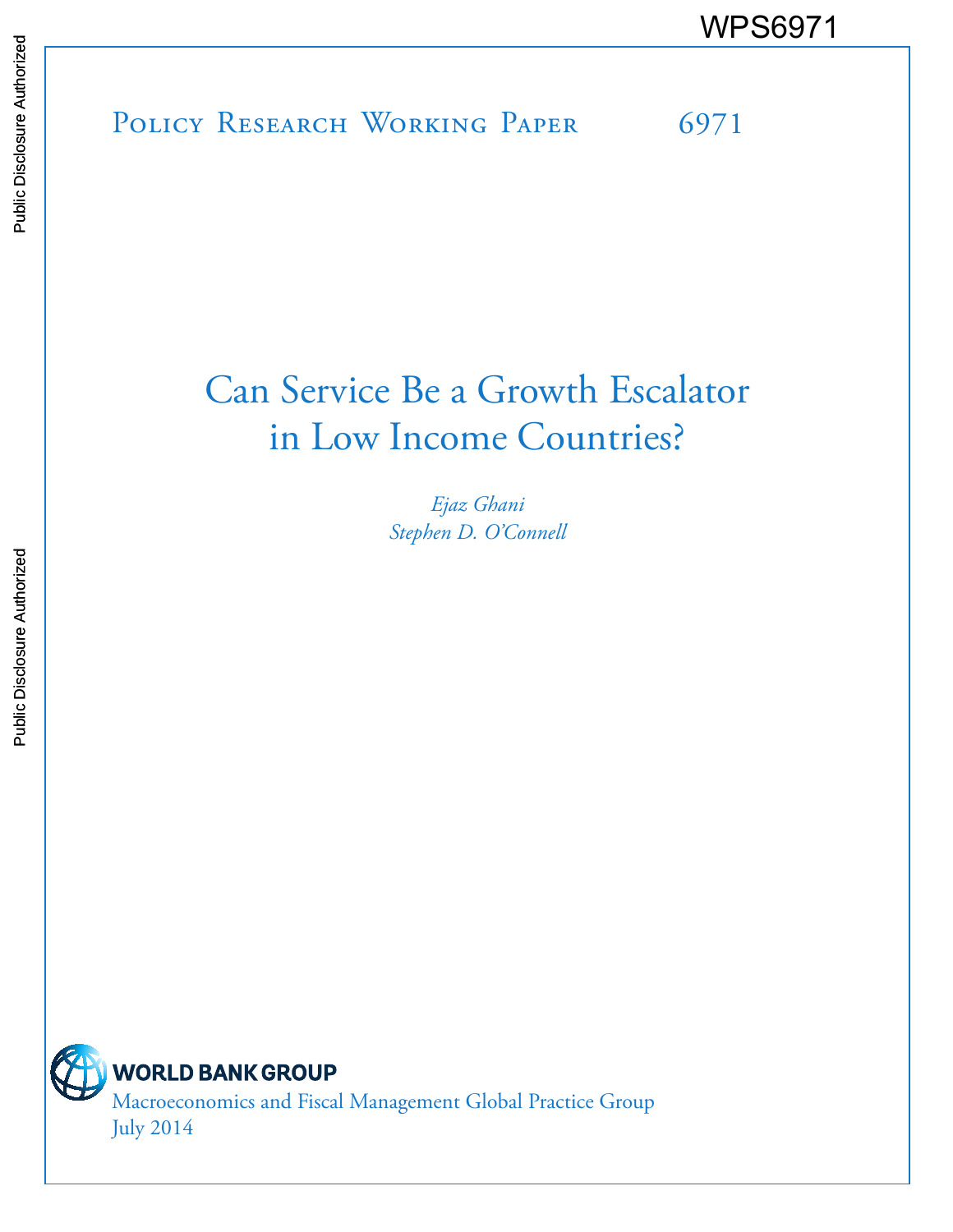WPS6971

Policy Research Working Paper 6971

# Can Service Be a Growth Escalator in Low Income Countries?

*Ejaz Ghani*
*Stephen D. O'Connell*

WORLD BANK GROUP

Macroeconomics and Fiscal Management Global Practice Group

July 2014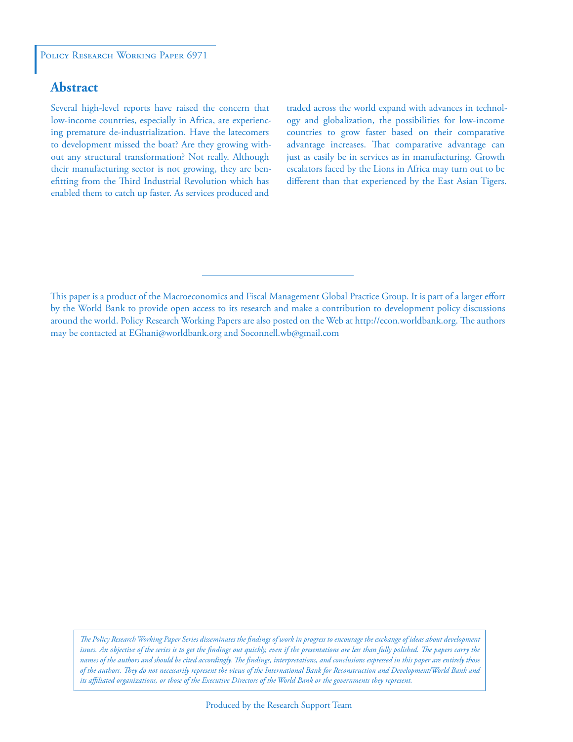## Abstract

Several high-level reports have raised the concern that low-income countries, especially in Africa, are experiencing premature de-industrialization. Have the latecomers to development missed the boat? Are they growing without any structural transformation? Not really. Although their manufacturing sector is not growing, they are benefitting from the Third Industrial Revolution which has enabled them to catch up faster. As services produced and traded across the world expand with advances in technology and globalization, the possibilities for low-income countries to grow faster based on their comparative advantage increases. That comparative advantage can just as easily be in services as in manufacturing. Growth escalators faced by the Lions in Africa may turn out to be different than that experienced by the East Asian Tigers.

This paper is a product of the Macroeconomics and Fiscal Management Global Practice Group. It is part of a larger effort by the World Bank to provide open access to its research and make a contribution to development policy discussions around the world. Policy Research Working Papers are also posted on the Web at http://econ.worldbank.org. The authors may be contacted at EGhani@worldbank.org and Soconnell.wb@gmail.com

*The Policy Research Working Paper Series disseminates the findings of work in progress to encourage the exchange of ideas about development issues. An objective of the series is to get the findings out quickly, even if the presentations are less than fully polished. The papers carry the names of the authors and should be cited accordingly. The findings, interpretations, and conclusions expressed in this paper are entirely those of the authors. They do not necessarily represent the views of the International Bank for Reconstruction and Development/World Bank and its affiliated organizations, or those of the Executive Directors of the World Bank or the governments they represent.*

Produced by the Research Support Team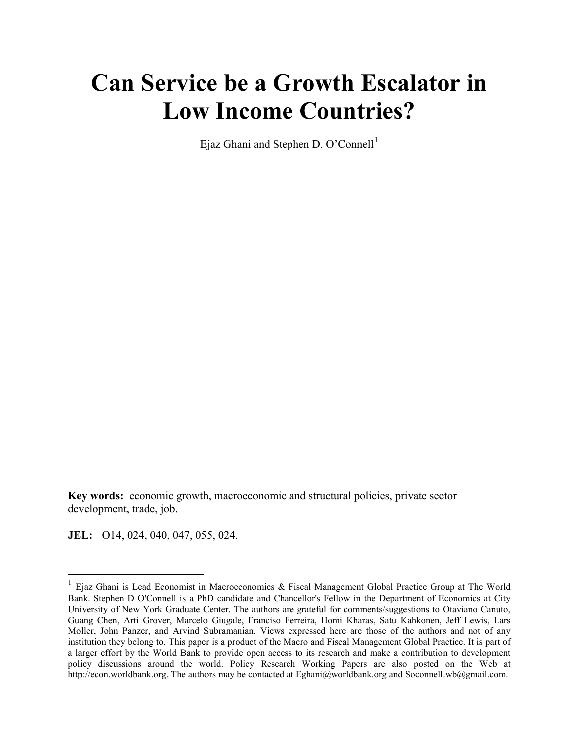# Can Service be a Growth Escalator in Low Income Countries?

Ejaz Ghani and Stephen D. O'Connell[1]

**Key words:** economic growth, macroeconomic and structural policies, private sector development, trade, job.

**JEL:** O14, 024, 040, 047, 055, 024.

---

[1] Ejaz Ghani is Lead Economist in Macroeconomics & Fiscal Management Global Practice Group at The World Bank. Stephen D O'Connell is a PhD candidate and Chancellor's Fellow in the Department of Economics at City University of New York Graduate Center. The authors are grateful for comments/suggestions to Otaviano Canuto, Guang Chen, Arti Grover, Marcelo Giugale, Franciso Ferreira, Homi Kharas, Satu Kahkonen, Jeff Lewis, Lars Moller, John Panzer, and Arvind Subramanian. Views expressed here are those of the authors and not of any institution they belong to. This paper is a product of the Macro and Fiscal Management Global Practice. It is part of a larger effort by the World Bank to provide open access to its research and make a contribution to development policy discussions around the world. Policy Research Working Papers are also posted on the Web at http://econ.worldbank.org. The authors may be contacted at Eghani@worldbank.org and Soconnell.wb@gmail.com.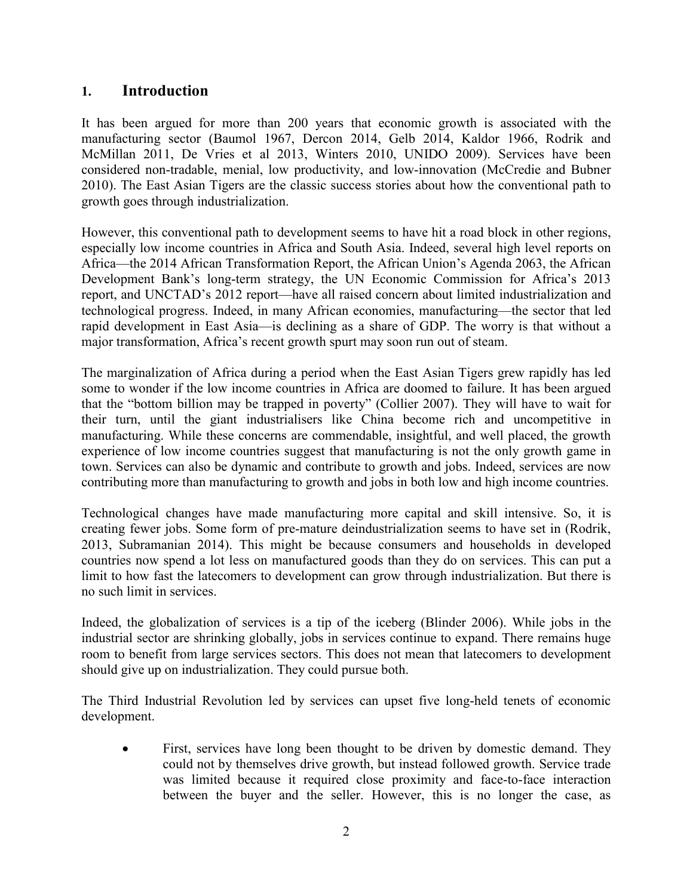## 1. Introduction

It has been argued for more than 200 years that economic growth is associated with the manufacturing sector (Baumol 1967, Dercon 2014, Gelb 2014, Kaldor 1966, Rodrik and McMillan 2011, De Vries et al 2013, Winters 2010, UNIDO 2009). Services have been considered non-tradable, menial, low productivity, and low-innovation (McCredie and Bubner 2010). The East Asian Tigers are the classic success stories about how the conventional path to growth goes through industrialization.

However, this conventional path to development seems to have hit a road block in other regions, especially low income countries in Africa and South Asia. Indeed, several high level reports on Africa—the 2014 African Transformation Report, the African Union's Agenda 2063, the African Development Bank's long-term strategy, the UN Economic Commission for Africa's 2013 report, and UNCTAD's 2012 report—have all raised concern about limited industrialization and technological progress. Indeed, in many African economies, manufacturing—the sector that led rapid development in East Asia—is declining as a share of GDP. The worry is that without a major transformation, Africa's recent growth spurt may soon run out of steam.

The marginalization of Africa during a period when the East Asian Tigers grew rapidly has led some to wonder if the low income countries in Africa are doomed to failure. It has been argued that the "bottom billion may be trapped in poverty" (Collier 2007). They will have to wait for their turn, until the giant industrialisers like China become rich and uncompetitive in manufacturing. While these concerns are commendable, insightful, and well placed, the growth experience of low income countries suggest that manufacturing is not the only growth game in town. Services can also be dynamic and contribute to growth and jobs. Indeed, services are now contributing more than manufacturing to growth and jobs in both low and high income countries.

Technological changes have made manufacturing more capital and skill intensive. So, it is creating fewer jobs. Some form of pre-mature deindustrialization seems to have set in (Rodrik, 2013, Subramanian 2014). This might be because consumers and households in developed countries now spend a lot less on manufactured goods than they do on services. This can put a limit to how fast the latecomers to development can grow through industrialization. But there is no such limit in services.

Indeed, the globalization of services is a tip of the iceberg (Blinder 2006). While jobs in the industrial sector are shrinking globally, jobs in services continue to expand. There remains huge room to benefit from large services sectors. This does not mean that latecomers to development should give up on industrialization. They could pursue both.

The Third Industrial Revolution led by services can upset five long-held tenets of economic development.

- First, services have long been thought to be driven by domestic demand. They could not by themselves drive growth, but instead followed growth. Service trade was limited because it required close proximity and face-to-face interaction between the buyer and the seller. However, this is no longer the case, as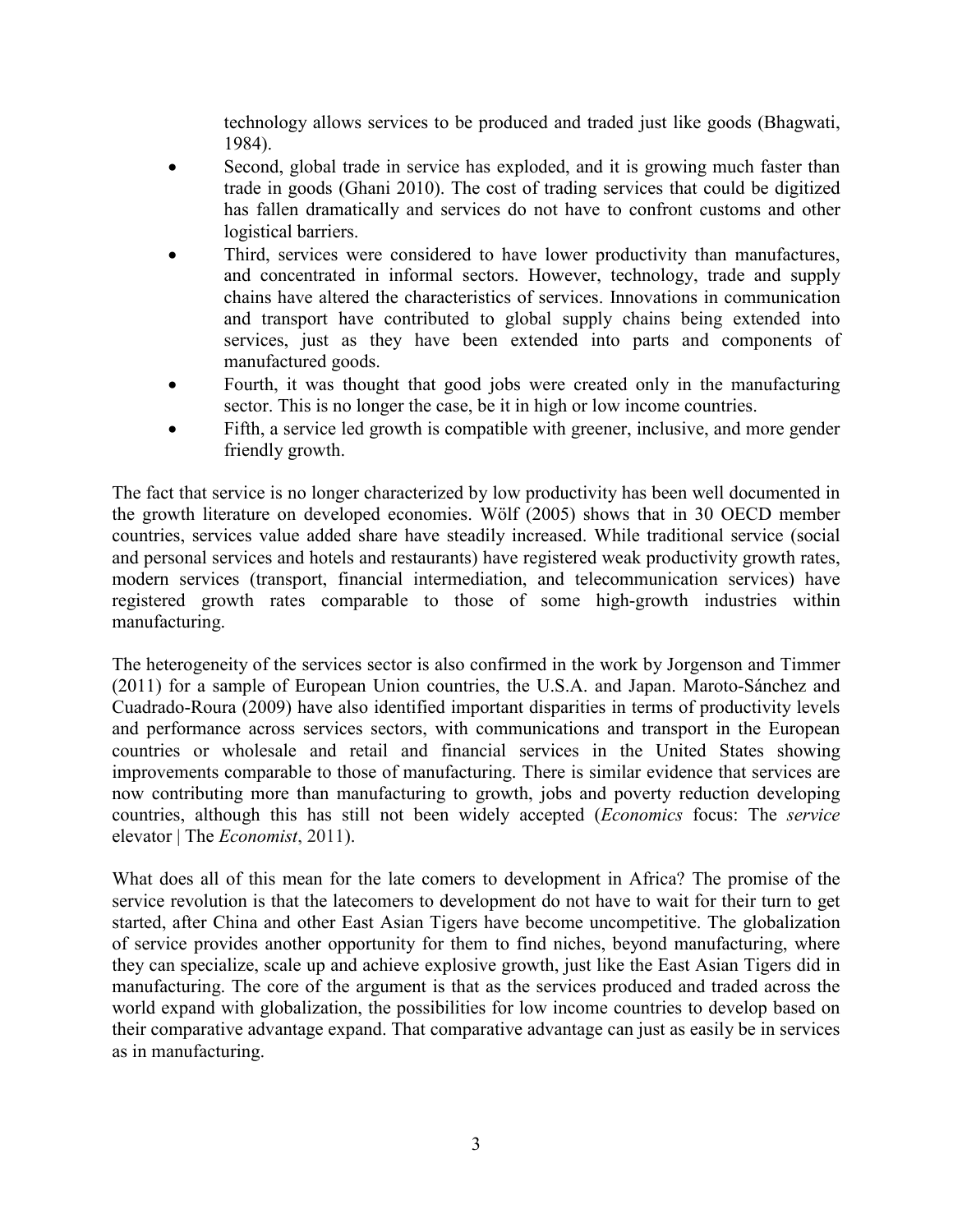technology allows services to be produced and traded just like goods (Bhagwati, 1984).

- Second, global trade in service has exploded, and it is growing much faster than trade in goods (Ghani 2010). The cost of trading services that could be digitized has fallen dramatically and services do not have to confront customs and other logistical barriers.
- Third, services were considered to have lower productivity than manufactures, and concentrated in informal sectors. However, technology, trade and supply chains have altered the characteristics of services. Innovations in communication and transport have contributed to global supply chains being extended into services, just as they have been extended into parts and components of manufactured goods.
- Fourth, it was thought that good jobs were created only in the manufacturing sector. This is no longer the case, be it in high or low income countries.
- Fifth, a service led growth is compatible with greener, inclusive, and more gender friendly growth.

The fact that service is no longer characterized by low productivity has been well documented in the growth literature on developed economies. Wölf (2005) shows that in 30 OECD member countries, services value added share have steadily increased. While traditional service (social and personal services and hotels and restaurants) have registered weak productivity growth rates, modern services (transport, financial intermediation, and telecommunication services) have registered growth rates comparable to those of some high-growth industries within manufacturing.

The heterogeneity of the services sector is also confirmed in the work by Jorgenson and Timmer (2011) for a sample of European Union countries, the U.S.A. and Japan. Maroto-Sánchez and Cuadrado-Roura (2009) have also identified important disparities in terms of productivity levels and performance across services sectors, with communications and transport in the European countries or wholesale and retail and financial services in the United States showing improvements comparable to those of manufacturing. There is similar evidence that services are now contributing more than manufacturing to growth, jobs and poverty reduction developing countries, although this has still not been widely accepted (*Economics* focus: The *service* elevator | The *Economist*, 2011).

What does all of this mean for the late comers to development in Africa? The promise of the service revolution is that the latecomers to development do not have to wait for their turn to get started, after China and other East Asian Tigers have become uncompetitive. The globalization of service provides another opportunity for them to find niches, beyond manufacturing, where they can specialize, scale up and achieve explosive growth, just like the East Asian Tigers did in manufacturing. The core of the argument is that as the services produced and traded across the world expand with globalization, the possibilities for low income countries to develop based on their comparative advantage expand. That comparative advantage can just as easily be in services as in manufacturing.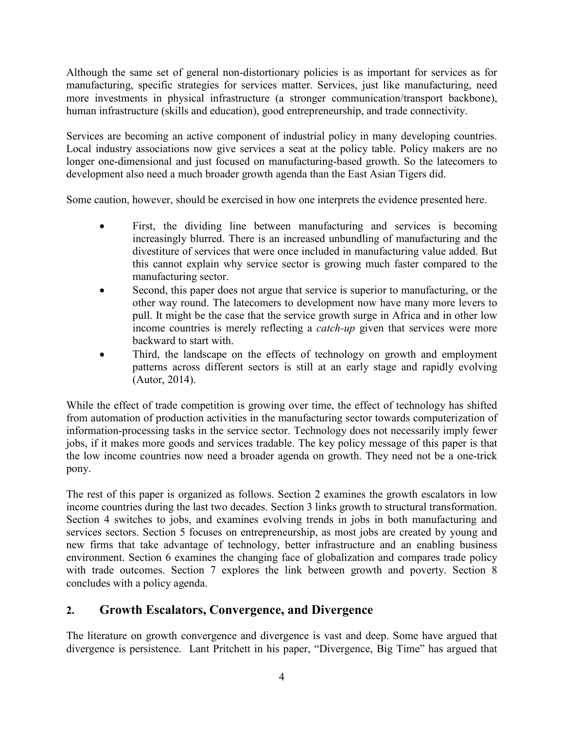Although the same set of general non-distortionary policies is as important for services as for manufacturing, specific strategies for services matter. Services, just like manufacturing, need more investments in physical infrastructure (a stronger communication/transport backbone), human infrastructure (skills and education), good entrepreneurship, and trade connectivity.

Services are becoming an active component of industrial policy in many developing countries. Local industry associations now give services a seat at the policy table. Policy makers are no longer one-dimensional and just focused on manufacturing-based growth. So the latecomers to development also need a much broader growth agenda than the East Asian Tigers did.

Some caution, however, should be exercised in how one interprets the evidence presented here.

- First, the dividing line between manufacturing and services is becoming increasingly blurred. There is an increased unbundling of manufacturing and the divestiture of services that were once included in manufacturing value added. But this cannot explain why service sector is growing much faster compared to the manufacturing sector.
- Second, this paper does not argue that service is superior to manufacturing, or the other way round. The latecomers to development now have many more levers to pull. It might be the case that the service growth surge in Africa and in other low income countries is merely reflecting a *catch-up* given that services were more backward to start with.
- Third, the landscape on the effects of technology on growth and employment patterns across different sectors is still at an early stage and rapidly evolving (Autor, 2014).

While the effect of trade competition is growing over time, the effect of technology has shifted from automation of production activities in the manufacturing sector towards computerization of information-processing tasks in the service sector. Technology does not necessarily imply fewer jobs, if it makes more goods and services tradable. The key policy message of this paper is that the low income countries now need a broader agenda on growth. They need not be a one-trick pony.

The rest of this paper is organized as follows. Section 2 examines the growth escalators in low income countries during the last two decades. Section 3 links growth to structural transformation. Section 4 switches to jobs, and examines evolving trends in jobs in both manufacturing and services sectors. Section 5 focuses on entrepreneurship, as most jobs are created by young and new firms that take advantage of technology, better infrastructure and an enabling business environment. Section 6 examines the changing face of globalization and compares trade policy with trade outcomes. Section 7 explores the link between growth and poverty. Section 8 concludes with a policy agenda.

## 2. Growth Escalators, Convergence, and Divergence

The literature on growth convergence and divergence is vast and deep. Some have argued that divergence is persistence. Lant Pritchett in his paper, “Divergence, Big Time” has argued that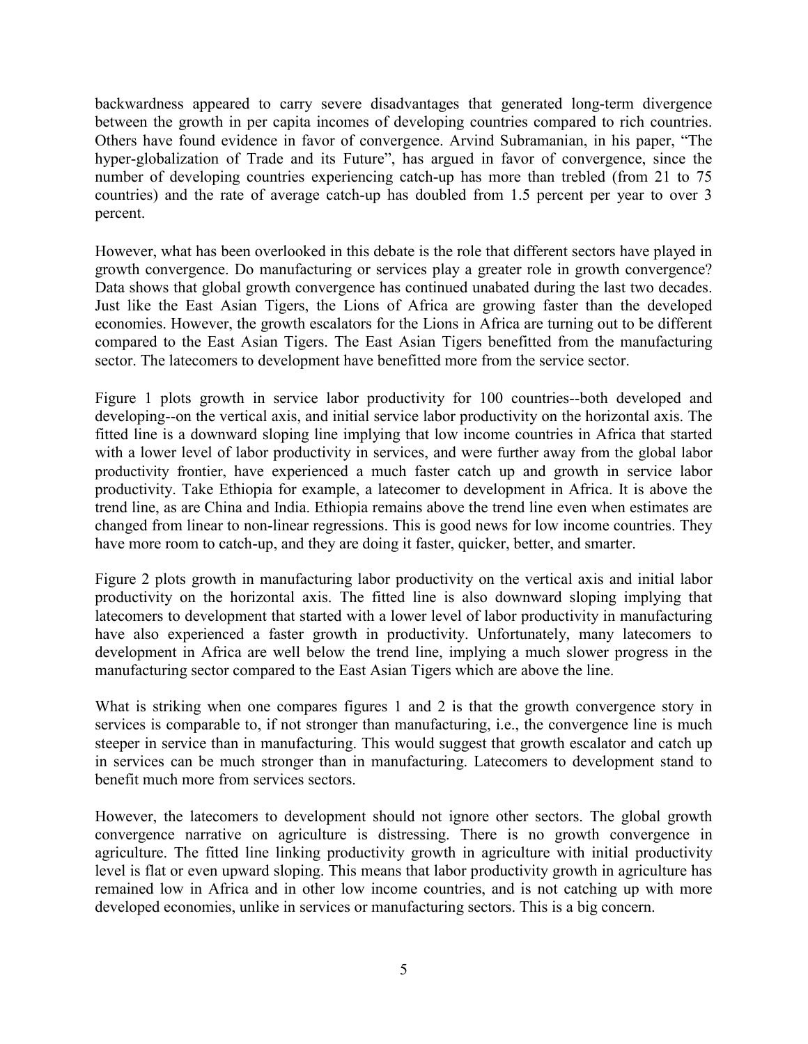backwardness appeared to carry severe disadvantages that generated long-term divergence between the growth in per capita incomes of developing countries compared to rich countries. Others have found evidence in favor of convergence. Arvind Subramanian, in his paper, "The hyper-globalization of Trade and its Future", has argued in favor of convergence, since the number of developing countries experiencing catch-up has more than trebled (from 21 to 75 countries) and the rate of average catch-up has doubled from 1.5 percent per year to over 3 percent.

However, what has been overlooked in this debate is the role that different sectors have played in growth convergence. Do manufacturing or services play a greater role in growth convergence? Data shows that global growth convergence has continued unabated during the last two decades. Just like the East Asian Tigers, the Lions of Africa are growing faster than the developed economies. However, the growth escalators for the Lions in Africa are turning out to be different compared to the East Asian Tigers. The East Asian Tigers benefitted from the manufacturing sector. The latecomers to development have benefitted more from the service sector.

Figure 1 plots growth in service labor productivity for 100 countries--both developed and developing--on the vertical axis, and initial service labor productivity on the horizontal axis. The fitted line is a downward sloping line implying that low income countries in Africa that started with a lower level of labor productivity in services, and were further away from the global labor productivity frontier, have experienced a much faster catch up and growth in service labor productivity. Take Ethiopia for example, a latecomer to development in Africa. It is above the trend line, as are China and India. Ethiopia remains above the trend line even when estimates are changed from linear to non-linear regressions. This is good news for low income countries. They have more room to catch-up, and they are doing it faster, quicker, better, and smarter.

Figure 2 plots growth in manufacturing labor productivity on the vertical axis and initial labor productivity on the horizontal axis. The fitted line is also downward sloping implying that latecomers to development that started with a lower level of labor productivity in manufacturing have also experienced a faster growth in productivity. Unfortunately, many latecomers to development in Africa are well below the trend line, implying a much slower progress in the manufacturing sector compared to the East Asian Tigers which are above the line.

What is striking when one compares figures 1 and 2 is that the growth convergence story in services is comparable to, if not stronger than manufacturing, i.e., the convergence line is much steeper in service than in manufacturing. This would suggest that growth escalator and catch up in services can be much stronger than in manufacturing. Latecomers to development stand to benefit much more from services sectors.

However, the latecomers to development should not ignore other sectors. The global growth convergence narrative on agriculture is distressing. There is no growth convergence in agriculture. The fitted line linking productivity growth in agriculture with initial productivity level is flat or even upward sloping. This means that labor productivity growth in agriculture has remained low in Africa and in other low income countries, and is not catching up with more developed economies, unlike in services or manufacturing sectors. This is a big concern.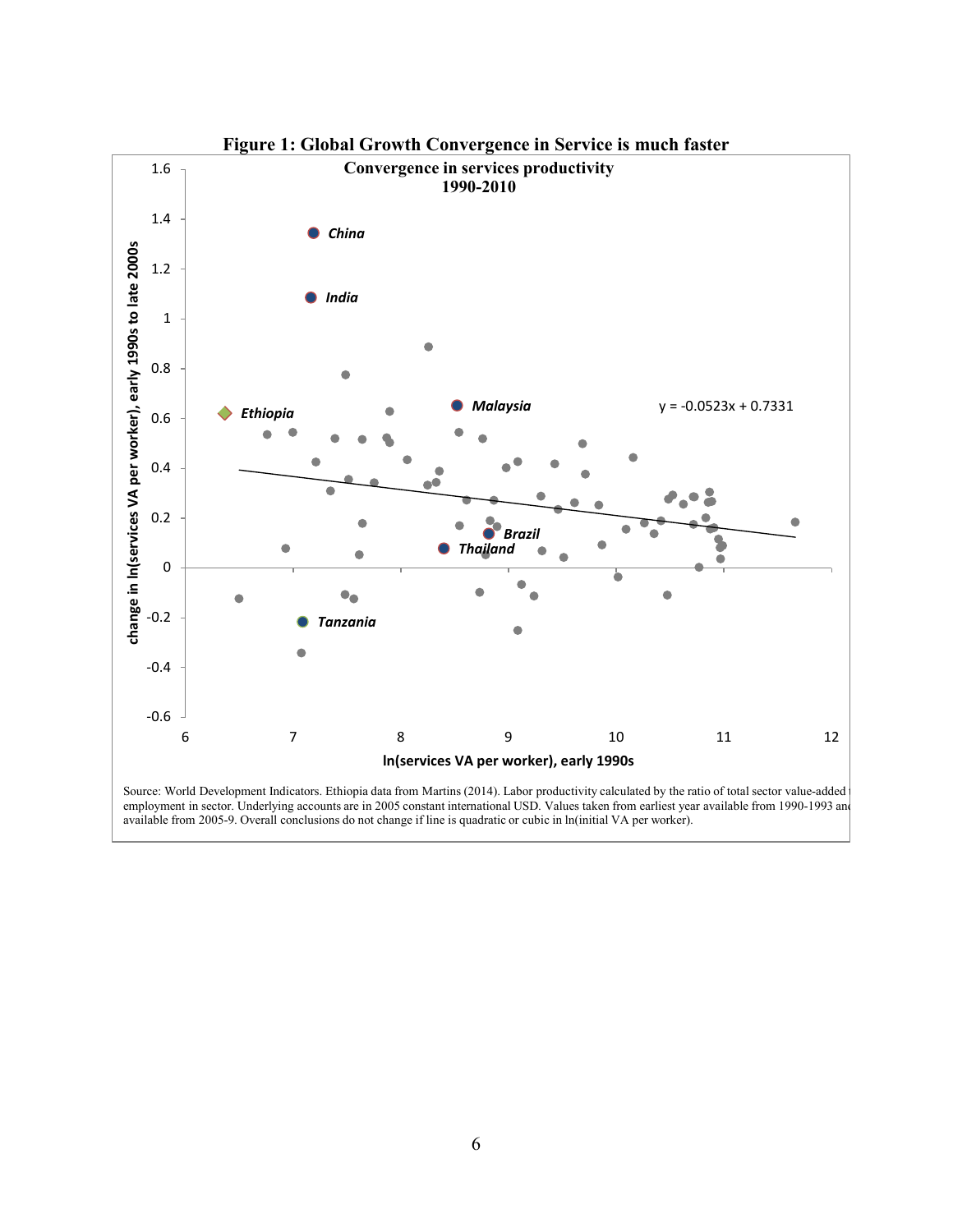**Figure 1: Global Growth Convergence in Service is much faster**

Source: World Development Indicators. Ethiopia data from Martins (2014). Labor productivity calculated by the ratio of total sector value-added to employment in sector. Underlying accounts are in 2005 constant international USD. Values taken from earliest year available from 1990-1993 and available from 2005-9. Overall conclusions do not change if line is quadratic or cubic in ln(initial VA per worker).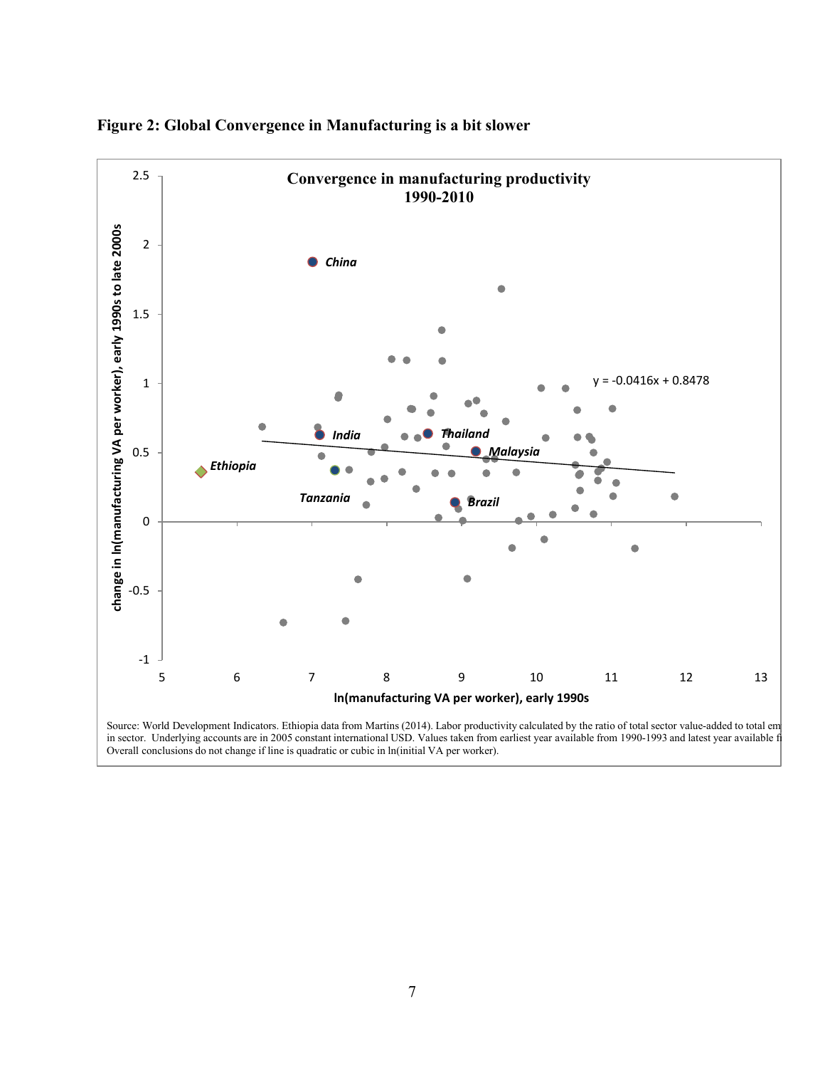**Figure 2: Global Convergence in Manufacturing is a bit slower**

Source: World Development Indicators. Ethiopia data from Martins (2014). Labor productivity calculated by the ratio of total sector value-added to total em in sector. Underlying accounts are in 2005 constant international USD. Values taken from earliest year available from 1990-1993 and latest year available fi Overall conclusions do not change if line is quadratic or cubic in ln(initial VA per worker).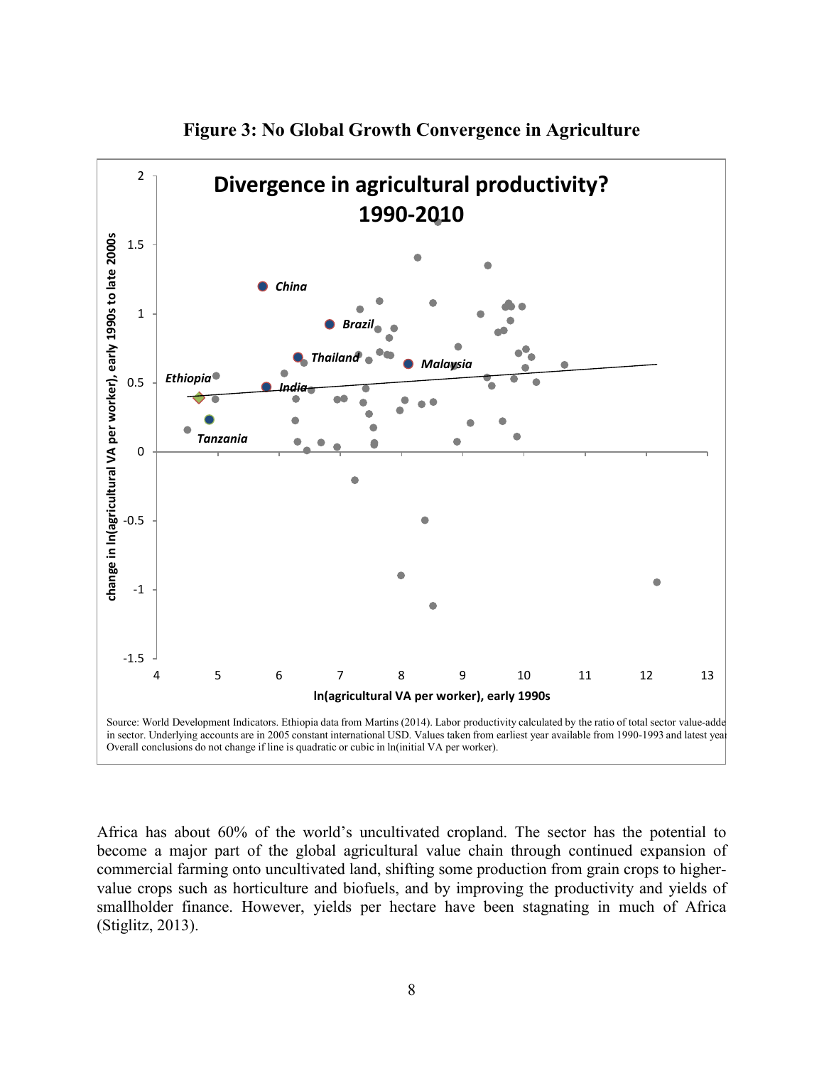**Figure 3: No Global Growth Convergence in Agriculture**

Source: World Development Indicators. Ethiopia data from Martins (2014). Labor productivity calculated by the ratio of total sector value-adde in sector. Underlying accounts are in 2005 constant international USD. Values taken from earliest year available from 1990-1993 and latest yea Overall conclusions do not change if line is quadratic or cubic in ln(initial VA per worker).

Africa has about 60% of the world's uncultivated cropland. The sector has the potential to become a major part of the global agricultural value chain through continued expansion of commercial farming onto uncultivated land, shifting some production from grain crops to higher-value crops such as horticulture and biofuels, and by improving the productivity and yields of smallholder finance. However, yields per hectare have been stagnating in much of Africa (Stiglitz, 2013).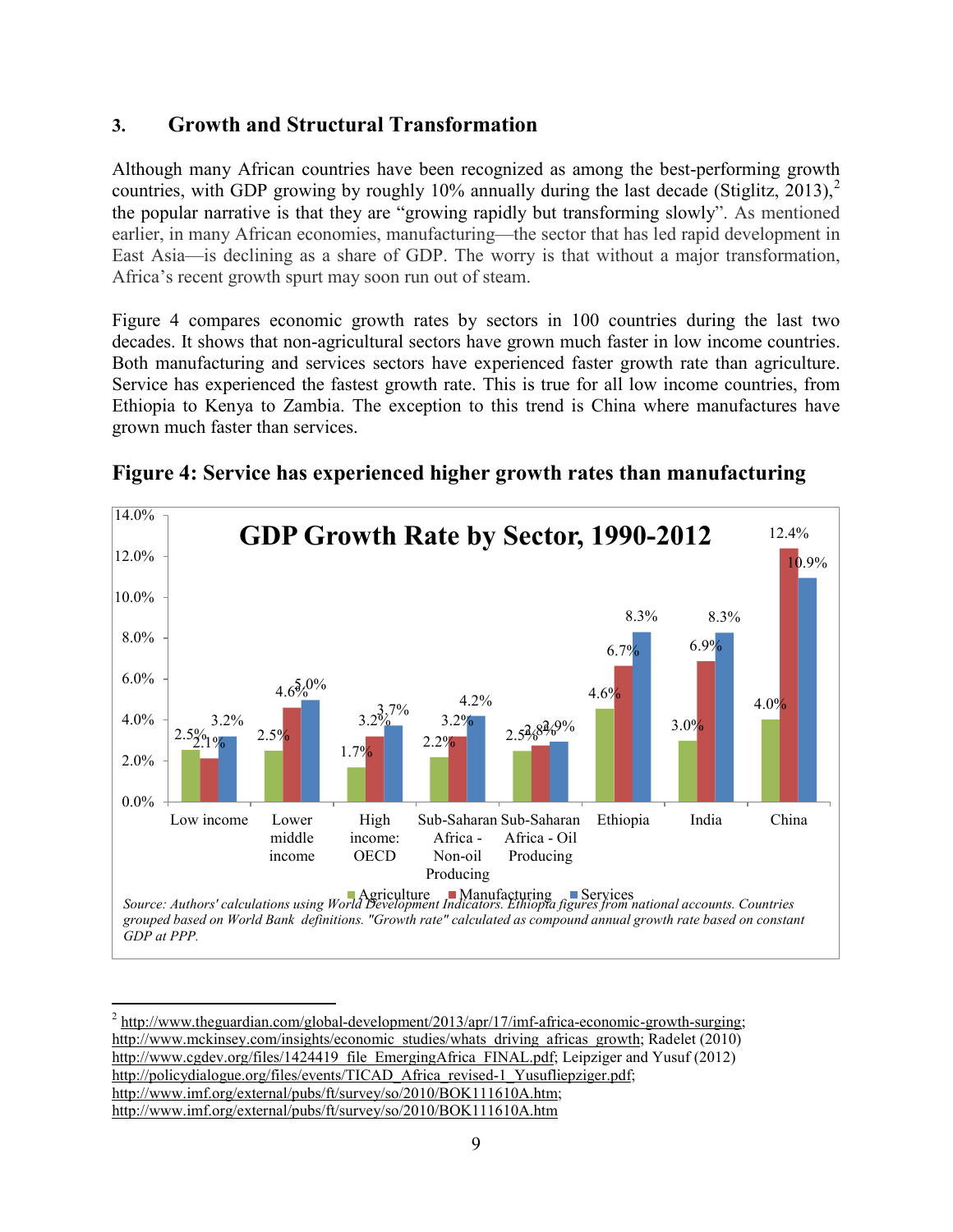## 3. Growth and Structural Transformation

Although many African countries have been recognized as among the best-performing growth countries, with GDP growing by roughly 10% annually during the last decade (Stiglitz, 2013),[2] the popular narrative is that they are "growing rapidly but transforming slowly". As mentioned earlier, in many African economies, manufacturing—the sector that has led rapid development in East Asia—is declining as a share of GDP. The worry is that without a major transformation, Africa's recent growth spurt may soon run out of steam.

Figure 4 compares economic growth rates by sectors in 100 countries during the last two decades. It shows that non-agricultural sectors have grown much faster in low income countries. Both manufacturing and services sectors have experienced faster growth rate than agriculture. Service has experienced the fastest growth rate. This is true for all low income countries, from Ethiopia to Kenya to Zambia. The exception to this trend is China where manufactures have grown much faster than services.

**Figure 4: Service has experienced higher growth rates than manufacturing**

**GDP Growth Rate by Sector, 1990-2012**

| | Agriculture | Manufacturing | Services |
|---|---|---|---|
| Low income | 2.5% | 2.1% | 3.2% |
| Lower middle income | 2.5% | 4.6% | 5.0% |
| High income: OECD | 1.7% | 3.2% | 3.7% |
| Sub-Saharan Africa - Non-oil Producing | 2.2% | 3.2% | 4.2% |
| Sub-Saharan Africa - Oil Producing | 2.5% | 2.8% | 2.9% |
| Ethiopia | 4.6% | 6.7% | 8.3% |
| India | 3.0% | 6.9% | 8.3% |
| China | 4.0% | 12.4% | 10.9% |

*Source: Authors' calculations using World Development Indicators. Ethiopia figures from national accounts. Countries grouped based on World Bank definitions. "Growth rate" calculated as compound annual growth rate based on constant GDP at PPP.*

---

[2] http://www.theguardian.com/global-development/2013/apr/17/imf-africa-economic-growth-surging; http://www.mckinsey.com/insights/economic_studies/whats_driving_africas_growth; Radelet (2010) http://www.cgdev.org/files/1424419_file_EmergingAfrica_FINAL.pdf; Leipziger and Yusuf (2012) http://policydialogue.org/files/events/TICAD_Africa_revised-1_Yusufliepziger.pdf; http://www.imf.org/external/pubs/ft/survey/so/2010/BOK111610A.htm; http://www.imf.org/external/pubs/ft/survey/so/2010/BOK111610A.htm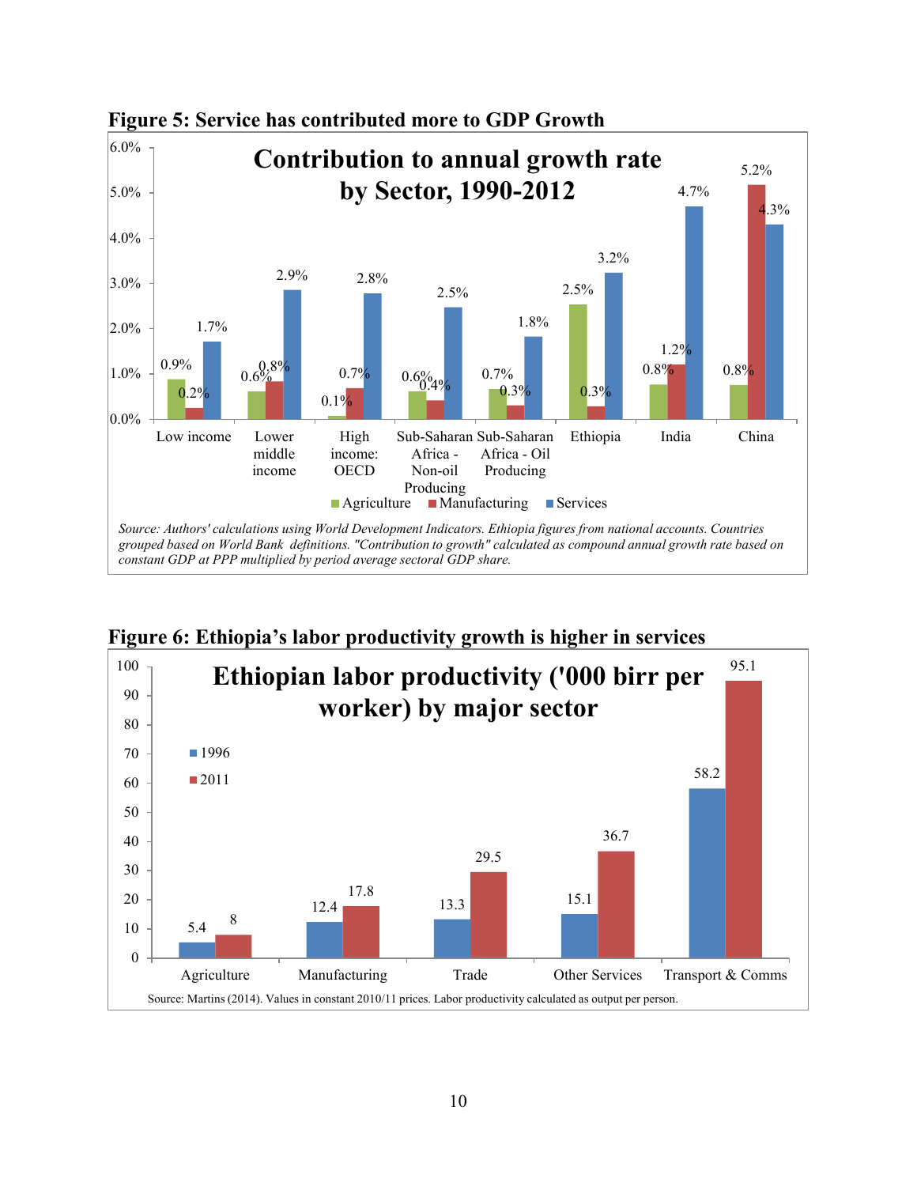**Figure 5: Service has contributed more to GDP Growth**

**Contribution to annual growth rate by Sector, 1990-2012**

| | Agriculture | Manufacturing | Services |
|---|---|---|---|
| Low income | 0.9% | 0.2% | 1.7% |
| Lower middle income | 0.6% | 0.8% | 2.9% |
| High income: OECD | 0.1% | 0.7% | 2.8% |
| Sub-Saharan Africa - Non-oil Producing | 0.6% | 0.4% | 2.5% |
| Sub-Saharan Africa - Oil Producing | 0.7% | 0.3% | 1.8% |
| Ethiopia | 2.5% | 0.3% | 3.2% |
| India | 0.8% | 1.2% | 4.7% |
| China | 0.8% | 5.2% | 4.3% |

*Source: Authors' calculations using World Development Indicators. Ethiopia figures from national accounts. Countries grouped based on World Bank definitions. "Contribution to growth" calculated as compound annual growth rate based on constant GDP at PPP multiplied by period average sectoral GDP share.*

**Figure 6: Ethiopia's labor productivity growth is higher in services**

**Ethiopian labor productivity ('000 birr per worker) by major sector**

| | 1996 | 2011 |
|---|---|---|
| Agriculture | 5.4 | 8 |
| Manufacturing | 12.4 | 17.8 |
| Trade | 13.3 | 29.5 |
| Other Services | 15.1 | 36.7 |
| Transport & Comms | 58.2 | 95.1 |

Source: Martins (2014). Values in constant 2010/11 prices. Labor productivity calculated as output per person.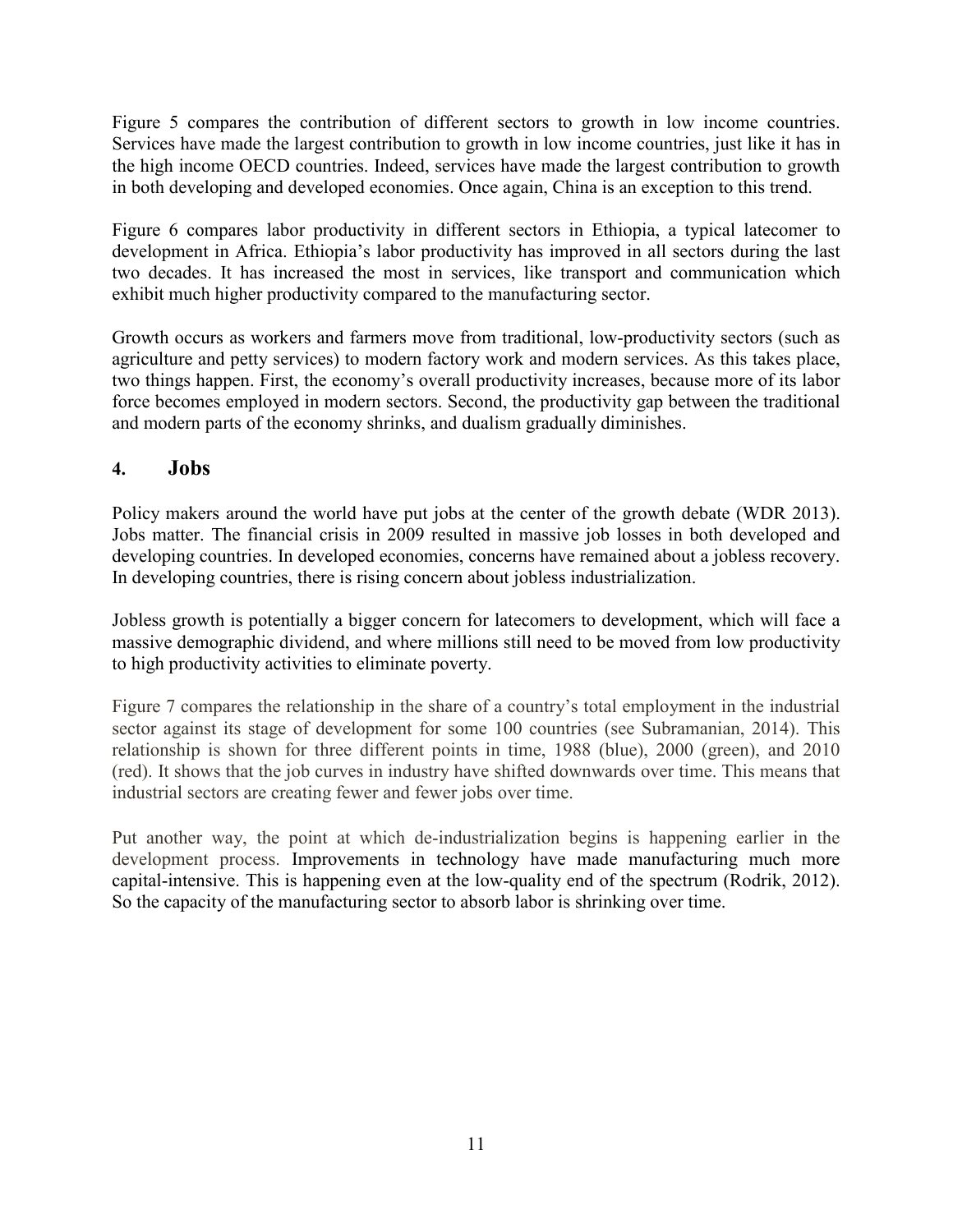Figure 5 compares the contribution of different sectors to growth in low income countries. Services have made the largest contribution to growth in low income countries, just like it has in the high income OECD countries. Indeed, services have made the largest contribution to growth in both developing and developed economies. Once again, China is an exception to this trend.

Figure 6 compares labor productivity in different sectors in Ethiopia, a typical latecomer to development in Africa. Ethiopia's labor productivity has improved in all sectors during the last two decades. It has increased the most in services, like transport and communication which exhibit much higher productivity compared to the manufacturing sector.

Growth occurs as workers and farmers move from traditional, low-productivity sectors (such as agriculture and petty services) to modern factory work and modern services. As this takes place, two things happen. First, the economy's overall productivity increases, because more of its labor force becomes employed in modern sectors. Second, the productivity gap between the traditional and modern parts of the economy shrinks, and dualism gradually diminishes.

## 4. Jobs

Policy makers around the world have put jobs at the center of the growth debate (WDR 2013). Jobs matter. The financial crisis in 2009 resulted in massive job losses in both developed and developing countries. In developed economies, concerns have remained about a jobless recovery. In developing countries, there is rising concern about jobless industrialization.

Jobless growth is potentially a bigger concern for latecomers to development, which will face a massive demographic dividend, and where millions still need to be moved from low productivity to high productivity activities to eliminate poverty.

Figure 7 compares the relationship in the share of a country's total employment in the industrial sector against its stage of development for some 100 countries (see Subramanian, 2014). This relationship is shown for three different points in time, 1988 (blue), 2000 (green), and 2010 (red). It shows that the job curves in industry have shifted downwards over time. This means that industrial sectors are creating fewer and fewer jobs over time.

Put another way, the point at which de-industrialization begins is happening earlier in the development process. Improvements in technology have made manufacturing much more capital-intensive. This is happening even at the low-quality end of the spectrum (Rodrik, 2012). So the capacity of the manufacturing sector to absorb labor is shrinking over time.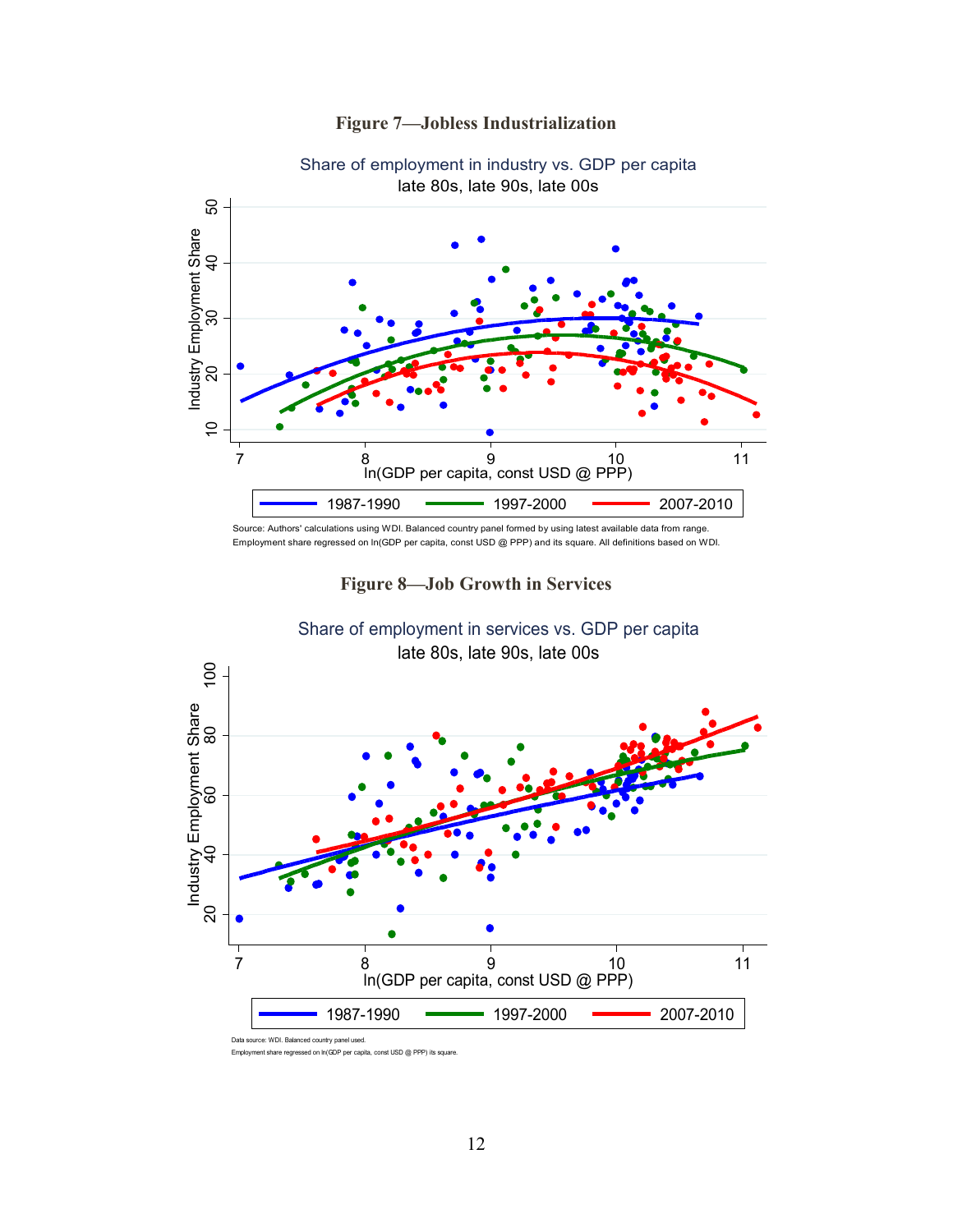**Figure 7—Jobless Industrialization**

Share of employment in industry vs. GDP per capita
late 80s, late 90s, late 00s

Source: Authors' calculations using WDI. Balanced country panel formed by using latest available data from range. Employment share regressed on ln(GDP per capita, const USD @ PPP) and its square. All definitions based on WDI.

**Figure 8—Job Growth in Services**

Share of employment in services vs. GDP per capita
late 80s, late 90s, late 00s

Data source: WDI. Balanced country panel used.
Employment share regressed on ln(GDP per capita, const USD @ PPP) its square.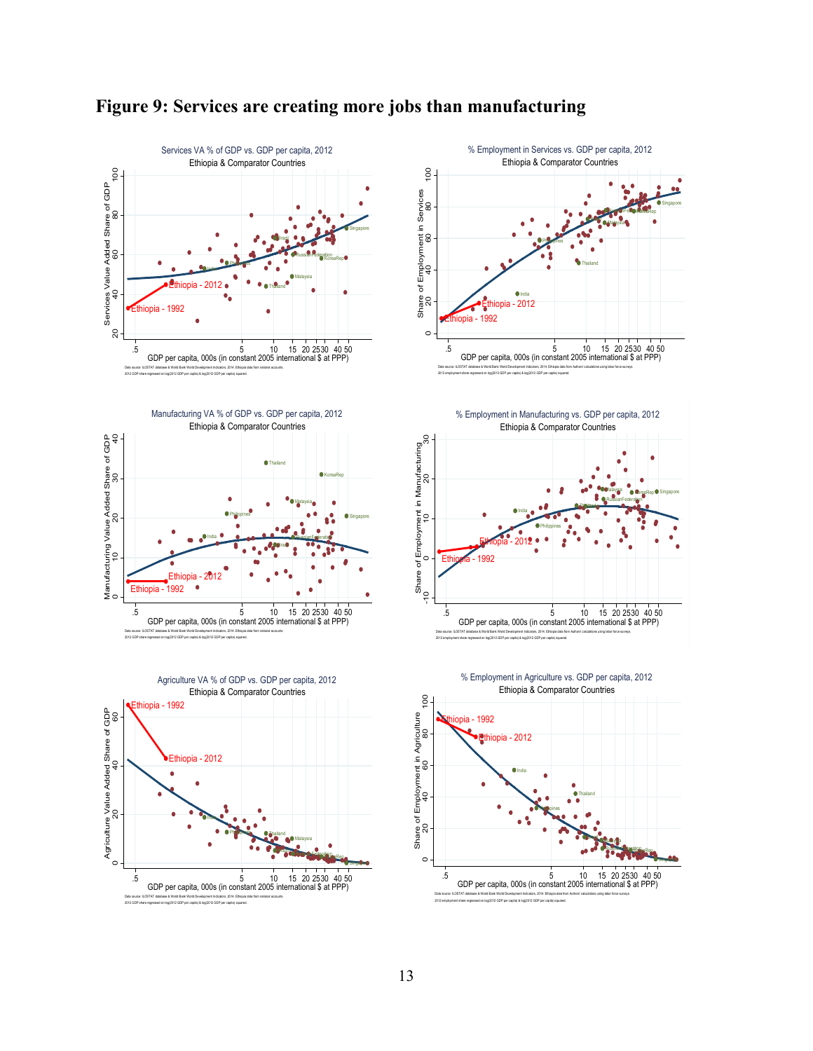# Figure 9: Services are creating more jobs than manufacturing

Services VA % of GDP vs. GDP per capita, 2012
Ethiopia & Comparator Countries

% Employment in Services vs. GDP per capita, 2012
Ethiopia & Comparator Countries

Manufacturing VA % of GDP vs. GDP per capita, 2012
Ethiopia & Comparator Countries

% Employment in Manufacturing vs. GDP per capita, 2012
Ethiopia & Comparator Countries

Agriculture VA % of GDP vs. GDP per capita, 2012
Ethiopia & Comparator Countries

% Employment in Agriculture vs. GDP per capita, 2012
Ethiopia & Comparator Countries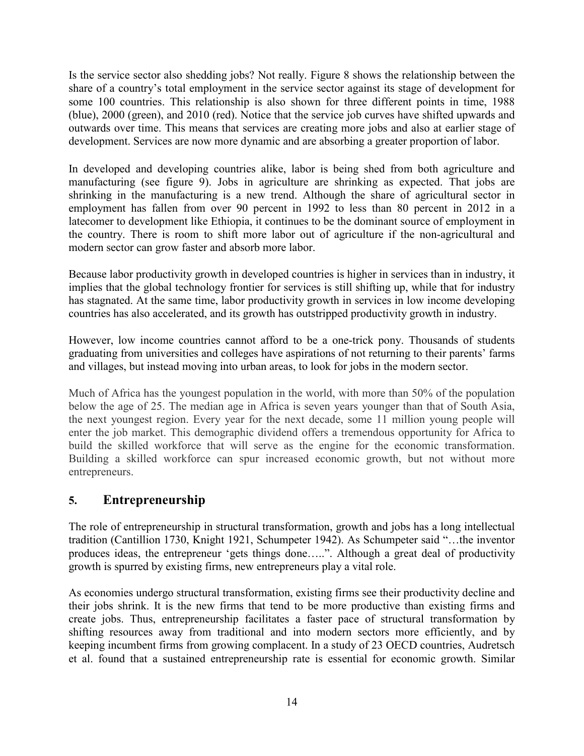Is the service sector also shedding jobs? Not really. Figure 8 shows the relationship between the share of a country's total employment in the service sector against its stage of development for some 100 countries. This relationship is also shown for three different points in time, 1988 (blue), 2000 (green), and 2010 (red). Notice that the service job curves have shifted upwards and outwards over time. This means that services are creating more jobs and also at earlier stage of development. Services are now more dynamic and are absorbing a greater proportion of labor.

In developed and developing countries alike, labor is being shed from both agriculture and manufacturing (see figure 9). Jobs in agriculture are shrinking as expected. That jobs are shrinking in the manufacturing is a new trend. Although the share of agricultural sector in employment has fallen from over 90 percent in 1992 to less than 80 percent in 2012 in a latecomer to development like Ethiopia, it continues to be the dominant source of employment in the country. There is room to shift more labor out of agriculture if the non-agricultural and modern sector can grow faster and absorb more labor.

Because labor productivity growth in developed countries is higher in services than in industry, it implies that the global technology frontier for services is still shifting up, while that for industry has stagnated. At the same time, labor productivity growth in services in low income developing countries has also accelerated, and its growth has outstripped productivity growth in industry.

However, low income countries cannot afford to be a one-trick pony. Thousands of students graduating from universities and colleges have aspirations of not returning to their parents' farms and villages, but instead moving into urban areas, to look for jobs in the modern sector.

Much of Africa has the youngest population in the world, with more than 50% of the population below the age of 25. The median age in Africa is seven years younger than that of South Asia, the next youngest region. Every year for the next decade, some 11 million young people will enter the job market. This demographic dividend offers a tremendous opportunity for Africa to build the skilled workforce that will serve as the engine for the economic transformation. Building a skilled workforce can spur increased economic growth, but not without more entrepreneurs.

## 5. Entrepreneurship

The role of entrepreneurship in structural transformation, growth and jobs has a long intellectual tradition (Cantillion 1730, Knight 1921, Schumpeter 1942). As Schumpeter said "…the inventor produces ideas, the entrepreneur 'gets things done…..". Although a great deal of productivity growth is spurred by existing firms, new entrepreneurs play a vital role.

As economies undergo structural transformation, existing firms see their productivity decline and their jobs shrink. It is the new firms that tend to be more productive than existing firms and create jobs. Thus, entrepreneurship facilitates a faster pace of structural transformation by shifting resources away from traditional and into modern sectors more efficiently, and by keeping incumbent firms from growing complacent. In a study of 23 OECD countries, Audretsch et al. found that a sustained entrepreneurship rate is essential for economic growth. Similar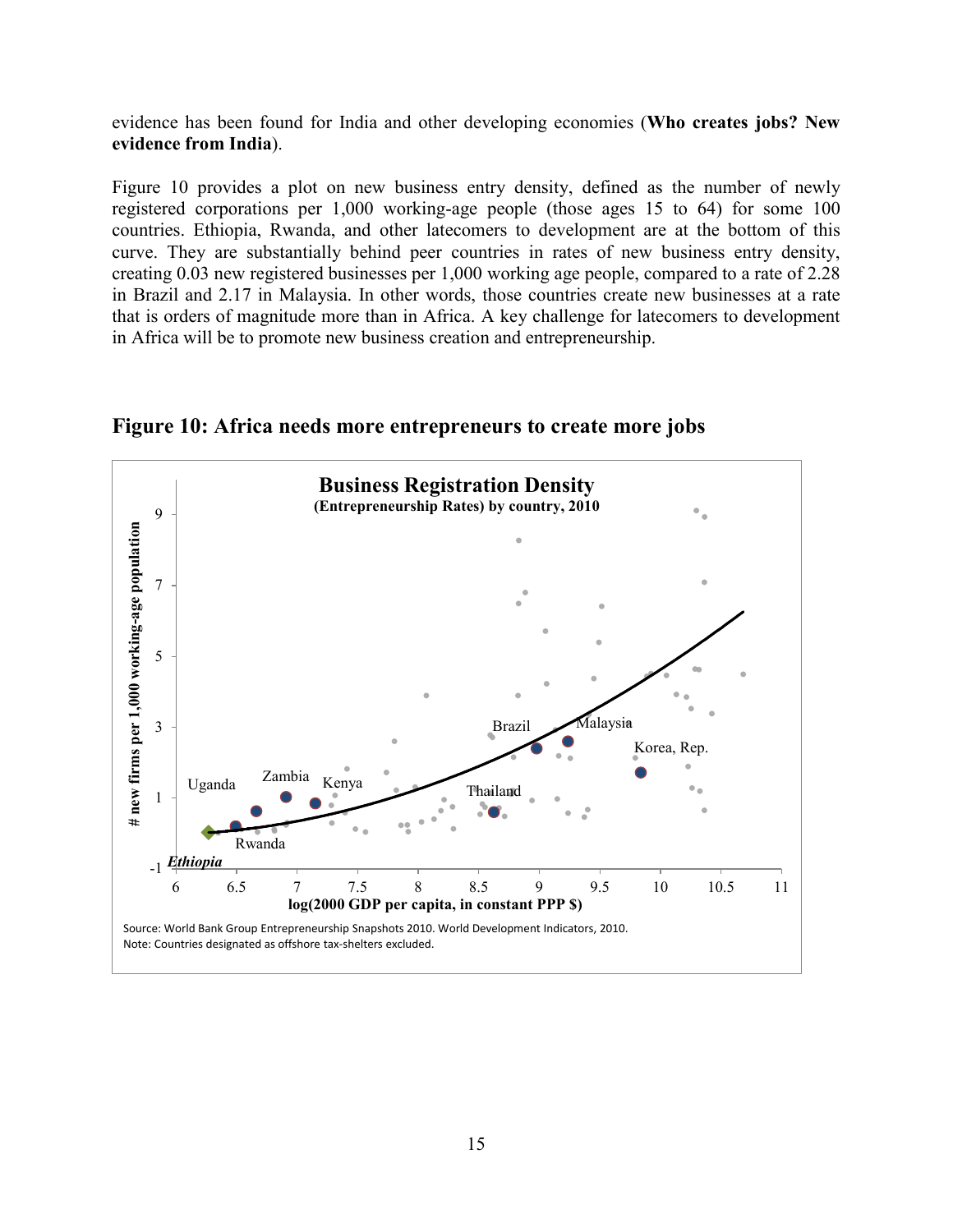evidence has been found for India and other developing economies (**Who creates jobs? New evidence from India**).

Figure 10 provides a plot on new business entry density, defined as the number of newly registered corporations per 1,000 working-age people (those ages 15 to 64) for some 100 countries. Ethiopia, Rwanda, and other latecomers to development are at the bottom of this curve. They are substantially behind peer countries in rates of new business entry density, creating 0.03 new registered businesses per 1,000 working age people, compared to a rate of 2.28 in Brazil and 2.17 in Malaysia. In other words, those countries create new businesses at a rate that is orders of magnitude more than in Africa. A key challenge for latecomers to development in Africa will be to promote new business creation and entrepreneurship.

## Figure 10: Africa needs more entrepreneurs to create more jobs

**Business Registration Density**
**(Entrepreneurship Rates) by country, 2010**

Source: World Bank Group Entrepreneurship Snapshots 2010. World Development Indicators, 2010.
Note: Countries designated as offshore tax-shelters excluded.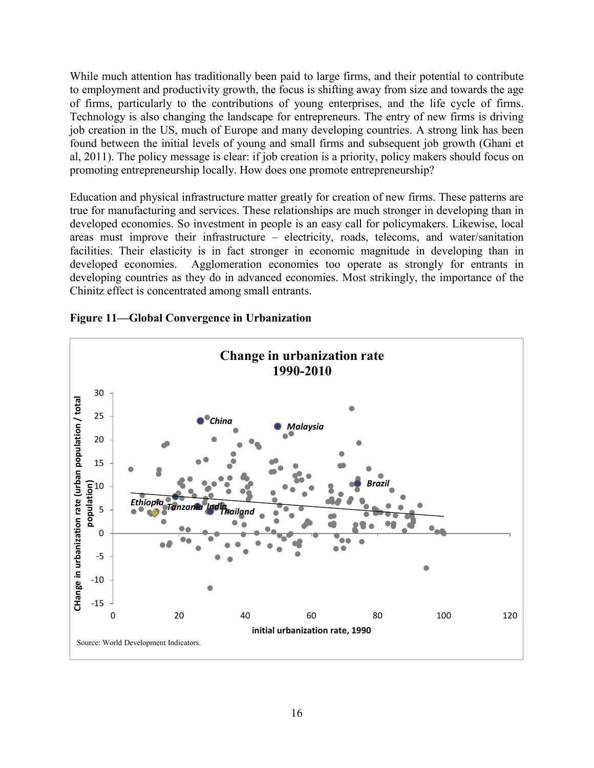While much attention has traditionally been paid to large firms, and their potential to contribute to employment and productivity growth, the focus is shifting away from size and towards the age of firms, particularly to the contributions of young enterprises, and the life cycle of firms. Technology is also changing the landscape for entrepreneurs. The entry of new firms is driving job creation in the US, much of Europe and many developing countries. A strong link has been found between the initial levels of young and small firms and subsequent job growth (Ghani et al, 2011). The policy message is clear: if job creation is a priority, policy makers should focus on promoting entrepreneurship locally. How does one promote entrepreneurship?

Education and physical infrastructure matter greatly for creation of new firms. These patterns are true for manufacturing and services. These relationships are much stronger in developing than in developed economies. So investment in people is an easy call for policymakers. Likewise, local areas must improve their infrastructure – electricity, roads, telecoms, and water/sanitation facilities. Their elasticity is in fact stronger in economic magnitude in developing than in developed economies. Agglomeration economies too operate as strongly for entrants in developing countries as they do in advanced economies. Most strikingly, the importance of the Chinitz effect is concentrated among small entrants.

**Figure 11—Global Convergence in Urbanization**

**Change in urbanization rate 1990-2010**

Source: World Development Indicators.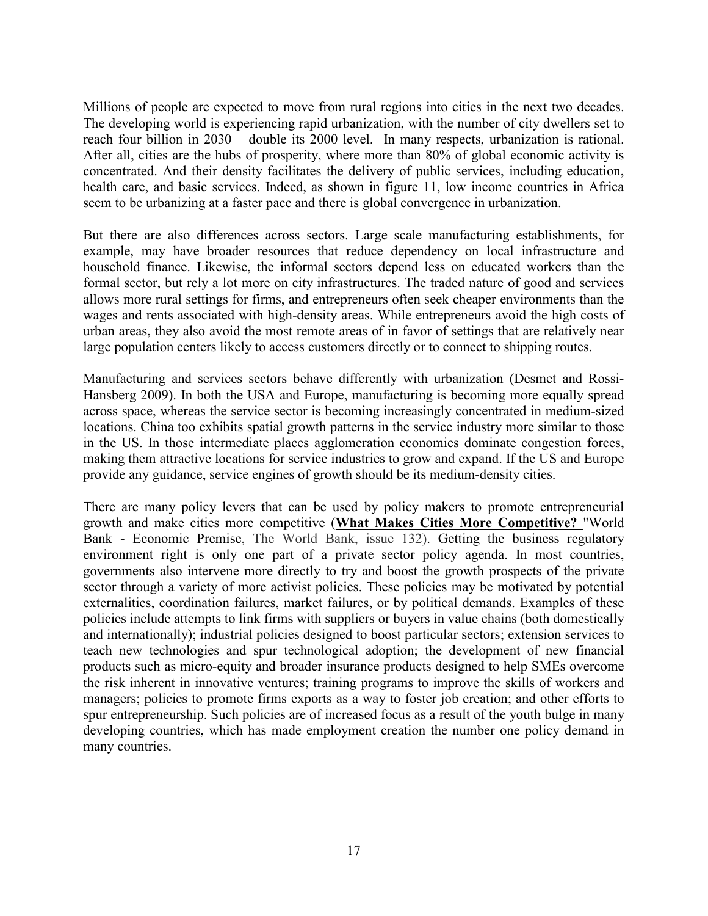Millions of people are expected to move from rural regions into cities in the next two decades. The developing world is experiencing rapid urbanization, with the number of city dwellers set to reach four billion in 2030 – double its 2000 level. In many respects, urbanization is rational. After all, cities are the hubs of prosperity, where more than 80% of global economic activity is concentrated. And their density facilitates the delivery of public services, including education, health care, and basic services. Indeed, as shown in figure 11, low income countries in Africa seem to be urbanizing at a faster pace and there is global convergence in urbanization.

But there are also differences across sectors. Large scale manufacturing establishments, for example, may have broader resources that reduce dependency on local infrastructure and household finance. Likewise, the informal sectors depend less on educated workers than the formal sector, but rely a lot more on city infrastructures. The traded nature of good and services allows more rural settings for firms, and entrepreneurs often seek cheaper environments than the wages and rents associated with high-density areas. While entrepreneurs avoid the high costs of urban areas, they also avoid the most remote areas of in favor of settings that are relatively near large population centers likely to access customers directly or to connect to shipping routes.

Manufacturing and services sectors behave differently with urbanization (Desmet and Rossi-Hansberg 2009). In both the USA and Europe, manufacturing is becoming more equally spread across space, whereas the service sector is becoming increasingly concentrated in medium-sized locations. China too exhibits spatial growth patterns in the service industry more similar to those in the US. In those intermediate places agglomeration economies dominate congestion forces, making them attractive locations for service industries to grow and expand. If the US and Europe provide any guidance, service engines of growth should be its medium-density cities.

There are many policy levers that can be used by policy makers to promote entrepreneurial growth and make cities more competitive (**What Makes Cities More Competitive?** "World Bank - Economic Premise, The World Bank, issue 132). Getting the business regulatory environment right is only one part of a private sector policy agenda. In most countries, governments also intervene more directly to try and boost the growth prospects of the private sector through a variety of more activist policies. These policies may be motivated by potential externalities, coordination failures, market failures, or by political demands. Examples of these policies include attempts to link firms with suppliers or buyers in value chains (both domestically and internationally); industrial policies designed to boost particular sectors; extension services to teach new technologies and spur technological adoption; the development of new financial products such as micro-equity and broader insurance products designed to help SMEs overcome the risk inherent in innovative ventures; training programs to improve the skills of workers and managers; policies to promote firms exports as a way to foster job creation; and other efforts to spur entrepreneurship. Such policies are of increased focus as a result of the youth bulge in many developing countries, which has made employment creation the number one policy demand in many countries.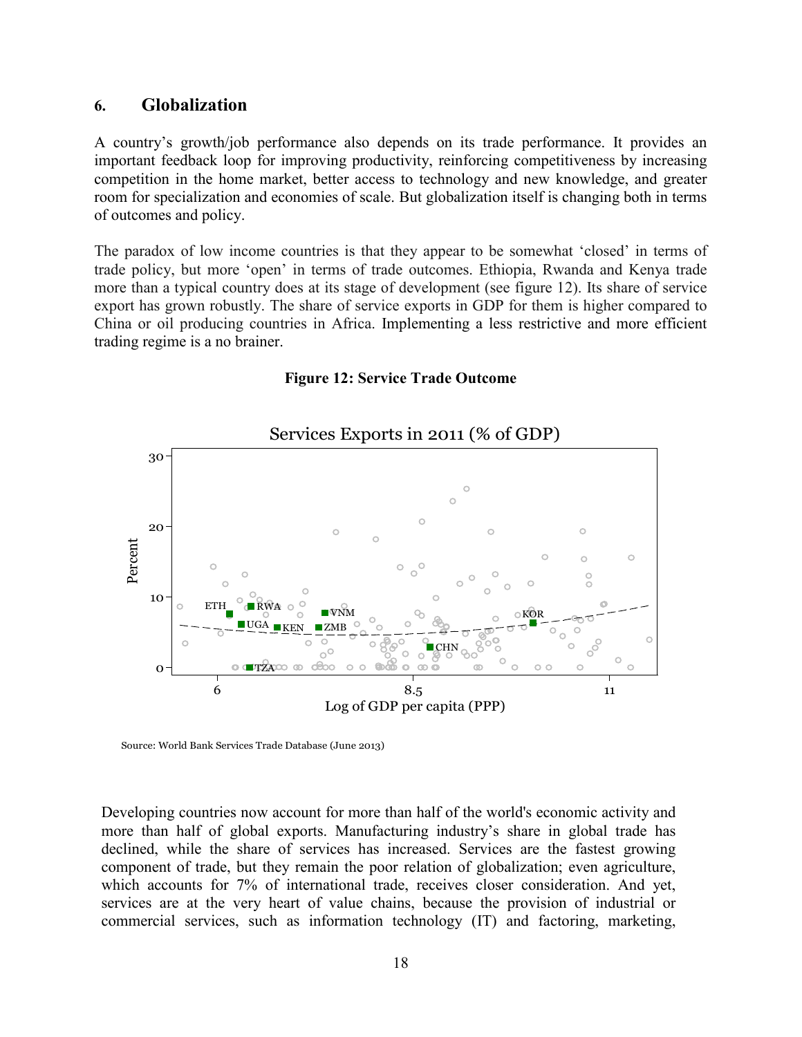## 6. Globalization

A country's growth/job performance also depends on its trade performance. It provides an important feedback loop for improving productivity, reinforcing competitiveness by increasing competition in the home market, better access to technology and new knowledge, and greater room for specialization and economies of scale. But globalization itself is changing both in terms of outcomes and policy.

The paradox of low income countries is that they appear to be somewhat 'closed' in terms of trade policy, but more 'open' in terms of trade outcomes. Ethiopia, Rwanda and Kenya trade more than a typical country does at its stage of development (see figure 12). Its share of service export has grown robustly. The share of service exports in GDP for them is higher compared to China or oil producing countries in Africa. Implementing a less restrictive and more efficient trading regime is a no brainer.

**Figure 12: Service Trade Outcome**

Services Exports in 2011 (% of GDP)

Source: World Bank Services Trade Database (June 2013)

Developing countries now account for more than half of the world's economic activity and more than half of global exports. Manufacturing industry's share in global trade has declined, while the share of services has increased. Services are the fastest growing component of trade, but they remain the poor relation of globalization; even agriculture, which accounts for 7% of international trade, receives closer consideration. And yet, services are at the very heart of value chains, because the provision of industrial or commercial services, such as information technology (IT) and factoring, marketing,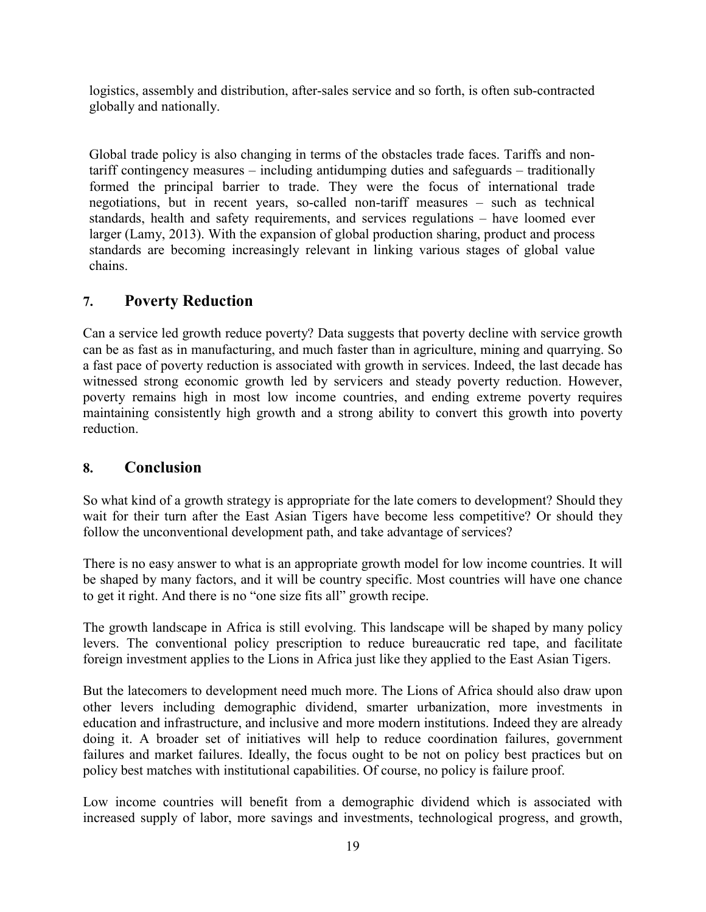logistics, assembly and distribution, after-sales service and so forth, is often sub-contracted globally and nationally.

Global trade policy is also changing in terms of the obstacles trade faces. Tariffs and non-tariff contingency measures – including antidumping duties and safeguards – traditionally formed the principal barrier to trade. They were the focus of international trade negotiations, but in recent years, so-called non-tariff measures – such as technical standards, health and safety requirements, and services regulations – have loomed ever larger (Lamy, 2013). With the expansion of global production sharing, product and process standards are becoming increasingly relevant in linking various stages of global value chains.

## 7. Poverty Reduction

Can a service led growth reduce poverty? Data suggests that poverty decline with service growth can be as fast as in manufacturing, and much faster than in agriculture, mining and quarrying. So a fast pace of poverty reduction is associated with growth in services. Indeed, the last decade has witnessed strong economic growth led by servicers and steady poverty reduction. However, poverty remains high in most low income countries, and ending extreme poverty requires maintaining consistently high growth and a strong ability to convert this growth into poverty reduction.

## 8. Conclusion

So what kind of a growth strategy is appropriate for the late comers to development? Should they wait for their turn after the East Asian Tigers have become less competitive? Or should they follow the unconventional development path, and take advantage of services?

There is no easy answer to what is an appropriate growth model for low income countries. It will be shaped by many factors, and it will be country specific. Most countries will have one chance to get it right. And there is no "one size fits all" growth recipe.

The growth landscape in Africa is still evolving. This landscape will be shaped by many policy levers. The conventional policy prescription to reduce bureaucratic red tape, and facilitate foreign investment applies to the Lions in Africa just like they applied to the East Asian Tigers.

But the latecomers to development need much more. The Lions of Africa should also draw upon other levers including demographic dividend, smarter urbanization, more investments in education and infrastructure, and inclusive and more modern institutions. Indeed they are already doing it. A broader set of initiatives will help to reduce coordination failures, government failures and market failures. Ideally, the focus ought to be not on policy best practices but on policy best matches with institutional capabilities. Of course, no policy is failure proof.

Low income countries will benefit from a demographic dividend which is associated with increased supply of labor, more savings and investments, technological progress, and growth,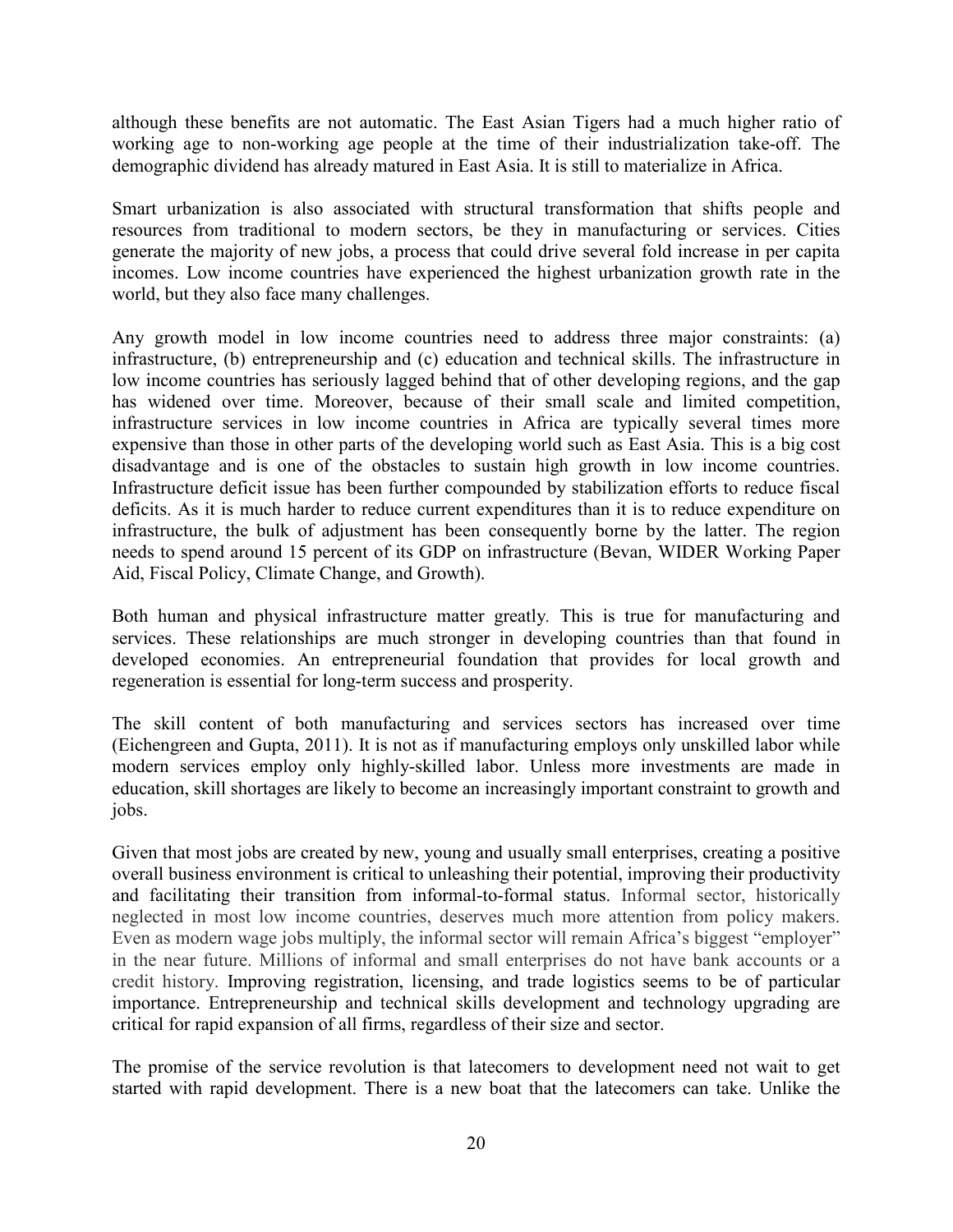although these benefits are not automatic. The East Asian Tigers had a much higher ratio of working age to non-working age people at the time of their industrialization take-off. The demographic dividend has already matured in East Asia. It is still to materialize in Africa.

Smart urbanization is also associated with structural transformation that shifts people and resources from traditional to modern sectors, be they in manufacturing or services. Cities generate the majority of new jobs, a process that could drive several fold increase in per capita incomes. Low income countries have experienced the highest urbanization growth rate in the world, but they also face many challenges.

Any growth model in low income countries need to address three major constraints: (a) infrastructure, (b) entrepreneurship and (c) education and technical skills. The infrastructure in low income countries has seriously lagged behind that of other developing regions, and the gap has widened over time. Moreover, because of their small scale and limited competition, infrastructure services in low income countries in Africa are typically several times more expensive than those in other parts of the developing world such as East Asia. This is a big cost disadvantage and is one of the obstacles to sustain high growth in low income countries. Infrastructure deficit issue has been further compounded by stabilization efforts to reduce fiscal deficits. As it is much harder to reduce current expenditures than it is to reduce expenditure on infrastructure, the bulk of adjustment has been consequently borne by the latter. The region needs to spend around 15 percent of its GDP on infrastructure (Bevan, WIDER Working Paper Aid, Fiscal Policy, Climate Change, and Growth).

Both human and physical infrastructure matter greatly. This is true for manufacturing and services. These relationships are much stronger in developing countries than that found in developed economies. An entrepreneurial foundation that provides for local growth and regeneration is essential for long-term success and prosperity.

The skill content of both manufacturing and services sectors has increased over time (Eichengreen and Gupta, 2011). It is not as if manufacturing employs only unskilled labor while modern services employ only highly-skilled labor. Unless more investments are made in education, skill shortages are likely to become an increasingly important constraint to growth and jobs.

Given that most jobs are created by new, young and usually small enterprises, creating a positive overall business environment is critical to unleashing their potential, improving their productivity and facilitating their transition from informal-to-formal status. Informal sector, historically neglected in most low income countries, deserves much more attention from policy makers. Even as modern wage jobs multiply, the informal sector will remain Africa's biggest "employer" in the near future. Millions of informal and small enterprises do not have bank accounts or a credit history. Improving registration, licensing, and trade logistics seems to be of particular importance. Entrepreneurship and technical skills development and technology upgrading are critical for rapid expansion of all firms, regardless of their size and sector.

The promise of the service revolution is that latecomers to development need not wait to get started with rapid development. There is a new boat that the latecomers can take. Unlike the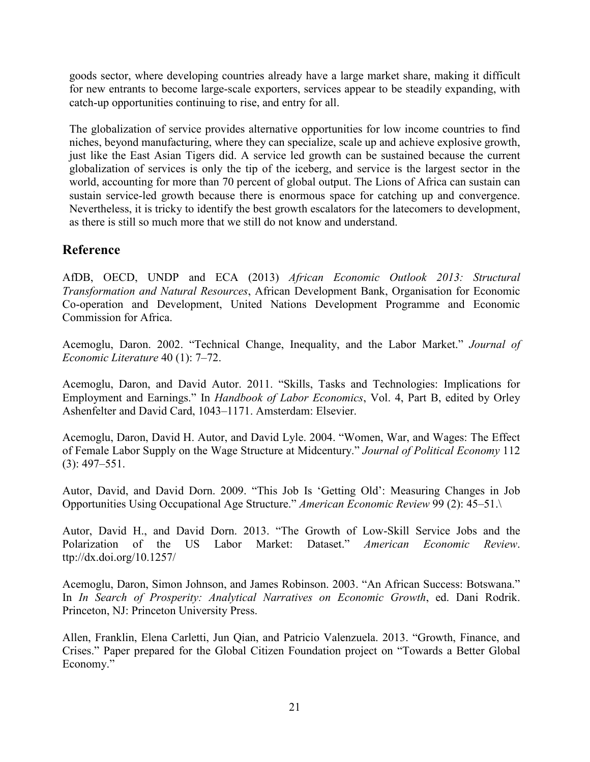goods sector, where developing countries already have a large market share, making it difficult for new entrants to become large-scale exporters, services appear to be steadily expanding, with catch-up opportunities continuing to rise, and entry for all.

The globalization of service provides alternative opportunities for low income countries to find niches, beyond manufacturing, where they can specialize, scale up and achieve explosive growth, just like the East Asian Tigers did. A service led growth can be sustained because the current globalization of services is only the tip of the iceberg, and service is the largest sector in the world, accounting for more than 70 percent of global output. The Lions of Africa can sustain can sustain service-led growth because there is enormous space for catching up and convergence. Nevertheless, it is tricky to identify the best growth escalators for the latecomers to development, as there is still so much more that we still do not know and understand.

## Reference

AfDB, OECD, UNDP and ECA (2013) *African Economic Outlook 2013: Structural Transformation and Natural Resources*, African Development Bank, Organisation for Economic Co-operation and Development, United Nations Development Programme and Economic Commission for Africa.

Acemoglu, Daron. 2002. "Technical Change, Inequality, and the Labor Market." *Journal of Economic Literature* 40 (1): 7–72.

Acemoglu, Daron, and David Autor. 2011. "Skills, Tasks and Technologies: Implications for Employment and Earnings." In *Handbook of Labor Economics*, Vol. 4, Part B, edited by Orley Ashenfelter and David Card, 1043–1171. Amsterdam: Elsevier.

Acemoglu, Daron, David H. Autor, and David Lyle. 2004. "Women, War, and Wages: The Effect of Female Labor Supply on the Wage Structure at Midcentury." *Journal of Political Economy* 112 (3): 497–551.

Autor, David, and David Dorn. 2009. "This Job Is 'Getting Old': Measuring Changes in Job Opportunities Using Occupational Age Structure." *American Economic Review* 99 (2): 45–51.\

Autor, David H., and David Dorn. 2013. "The Growth of Low-Skill Service Jobs and the Polarization of the US Labor Market: Dataset." *American Economic Review*. ttp://dx.doi.org/10.1257/

Acemoglu, Daron, Simon Johnson, and James Robinson. 2003. "An African Success: Botswana." In *In Search of Prosperity: Analytical Narratives on Economic Growth*, ed. Dani Rodrik. Princeton, NJ: Princeton University Press.

Allen, Franklin, Elena Carletti, Jun Qian, and Patricio Valenzuela. 2013. "Growth, Finance, and Crises." Paper prepared for the Global Citizen Foundation project on "Towards a Better Global Economy."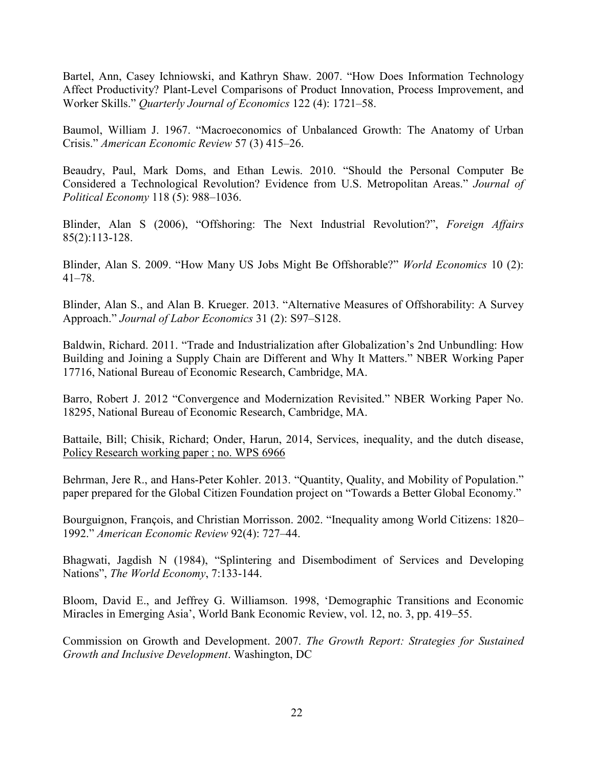Bartel, Ann, Casey Ichniowski, and Kathryn Shaw. 2007. "How Does Information Technology Affect Productivity? Plant-Level Comparisons of Product Innovation, Process Improvement, and Worker Skills." *Quarterly Journal of Economics* 122 (4): 1721–58.

Baumol, William J. 1967. "Macroeconomics of Unbalanced Growth: The Anatomy of Urban Crisis." *American Economic Review* 57 (3) 415–26.

Beaudry, Paul, Mark Doms, and Ethan Lewis. 2010. "Should the Personal Computer Be Considered a Technological Revolution? Evidence from U.S. Metropolitan Areas." *Journal of Political Economy* 118 (5): 988–1036.

Blinder, Alan S (2006), "Offshoring: The Next Industrial Revolution?", *Foreign Affairs* 85(2):113-128.

Blinder, Alan S. 2009. "How Many US Jobs Might Be Offshorable?" *World Economics* 10 (2): 41–78.

Blinder, Alan S., and Alan B. Krueger. 2013. "Alternative Measures of Offshorability: A Survey Approach." *Journal of Labor Economics* 31 (2): S97–S128.

Baldwin, Richard. 2011. "Trade and Industrialization after Globalization's 2nd Unbundling: How Building and Joining a Supply Chain are Different and Why It Matters." NBER Working Paper 17716, National Bureau of Economic Research, Cambridge, MA.

Barro, Robert J. 2012 "Convergence and Modernization Revisited." NBER Working Paper No. 18295, National Bureau of Economic Research, Cambridge, MA.

Battaile, Bill; Chisik, Richard; Onder, Harun, 2014, Services, inequality, and the dutch disease, Policy Research working paper ; no. WPS 6966

Behrman, Jere R., and Hans-Peter Kohler. 2013. "Quantity, Quality, and Mobility of Population." paper prepared for the Global Citizen Foundation project on "Towards a Better Global Economy."

Bourguignon, François, and Christian Morrisson. 2002. "Inequality among World Citizens: 1820–1992." *American Economic Review* 92(4): 727–44.

Bhagwati, Jagdish N (1984), "Splintering and Disembodiment of Services and Developing Nations", *The World Economy*, 7:133-144.

Bloom, David E., and Jeffrey G. Williamson. 1998, 'Demographic Transitions and Economic Miracles in Emerging Asia', World Bank Economic Review, vol. 12, no. 3, pp. 419–55.

Commission on Growth and Development. 2007. *The Growth Report: Strategies for Sustained Growth and Inclusive Development*. Washington, DC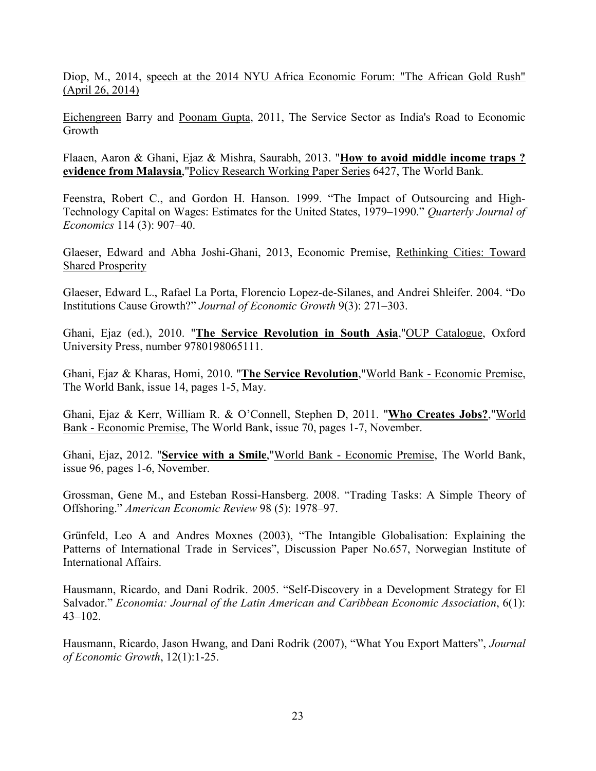Diop, M., 2014, speech at the 2014 NYU Africa Economic Forum: "The African Gold Rush" (April 26, 2014)

Eichengreen Barry and Poonam Gupta, 2011, The Service Sector as India's Road to Economic Growth

Flaaen, Aaron & Ghani, Ejaz & Mishra, Saurabh, 2013. "**How to avoid middle income traps ? evidence from Malaysia**,"Policy Research Working Paper Series 6427, The World Bank.

Feenstra, Robert C., and Gordon H. Hanson. 1999. "The Impact of Outsourcing and High-Technology Capital on Wages: Estimates for the United States, 1979–1990." *Quarterly Journal of Economics* 114 (3): 907–40.

Glaeser, Edward and Abha Joshi-Ghani, 2013, Economic Premise, Rethinking Cities: Toward Shared Prosperity

Glaeser, Edward L., Rafael La Porta, Florencio Lopez-de-Silanes, and Andrei Shleifer. 2004. "Do Institutions Cause Growth?" *Journal of Economic Growth* 9(3): 271–303.

Ghani, Ejaz (ed.), 2010. "**The Service Revolution in South Asia**,"OUP Catalogue, Oxford University Press, number 9780198065111.

Ghani, Ejaz & Kharas, Homi, 2010. "**The Service Revolution**,"World Bank - Economic Premise, The World Bank, issue 14, pages 1-5, May.

Ghani, Ejaz & Kerr, William R. & O'Connell, Stephen D, 2011. "**Who Creates Jobs?**,"World Bank - Economic Premise, The World Bank, issue 70, pages 1-7, November.

Ghani, Ejaz, 2012. "**Service with a Smile**,"World Bank - Economic Premise, The World Bank, issue 96, pages 1-6, November.

Grossman, Gene M., and Esteban Rossi-Hansberg. 2008. "Trading Tasks: A Simple Theory of Offshoring." *American Economic Review* 98 (5): 1978–97.

Grünfeld, Leo A and Andres Moxnes (2003), "The Intangible Globalisation: Explaining the Patterns of International Trade in Services", Discussion Paper No.657, Norwegian Institute of International Affairs.

Hausmann, Ricardo, and Dani Rodrik. 2005. "Self-Discovery in a Development Strategy for El Salvador." *Economia: Journal of the Latin American and Caribbean Economic Association*, 6(1): 43–102.

Hausmann, Ricardo, Jason Hwang, and Dani Rodrik (2007), "What You Export Matters", *Journal of Economic Growth*, 12(1):1-25.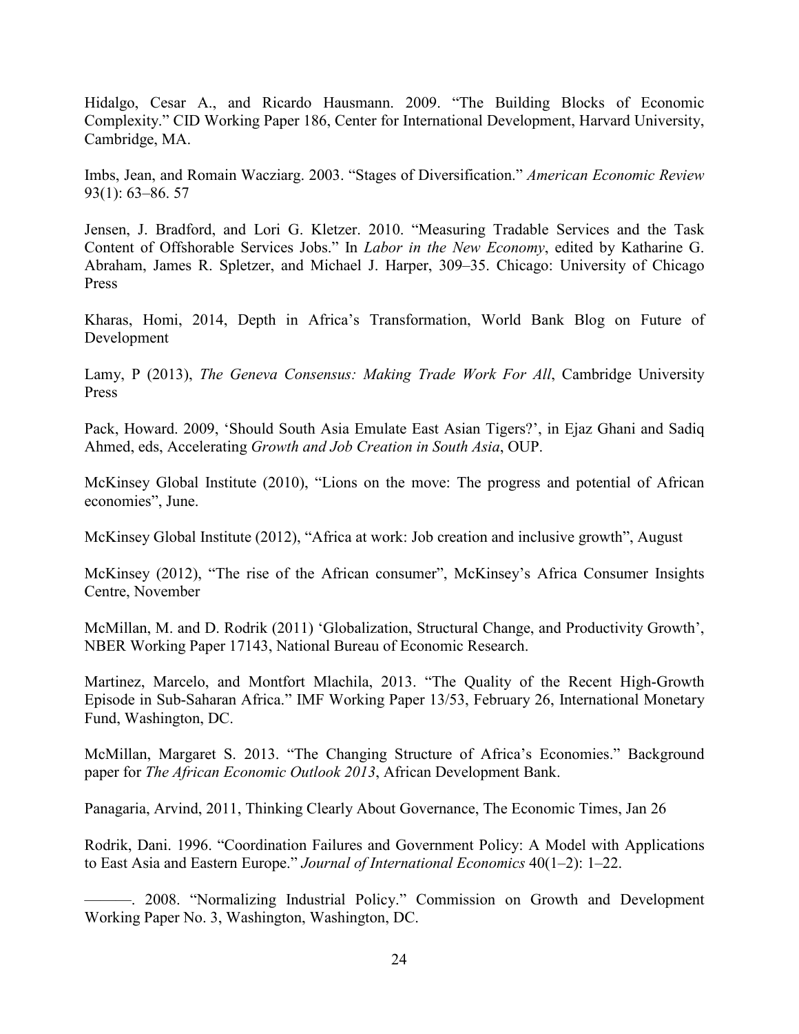Hidalgo, Cesar A., and Ricardo Hausmann. 2009. "The Building Blocks of Economic Complexity." CID Working Paper 186, Center for International Development, Harvard University, Cambridge, MA.

Imbs, Jean, and Romain Wacziarg. 2003. "Stages of Diversification." *American Economic Review* 93(1): 63–86. 57

Jensen, J. Bradford, and Lori G. Kletzer. 2010. "Measuring Tradable Services and the Task Content of Offshorable Services Jobs." In *Labor in the New Economy*, edited by Katharine G. Abraham, James R. Spletzer, and Michael J. Harper, 309–35. Chicago: University of Chicago Press

Kharas, Homi, 2014, Depth in Africa's Transformation, World Bank Blog on Future of Development

Lamy, P (2013), *The Geneva Consensus: Making Trade Work For All*, Cambridge University Press

Pack, Howard. 2009, 'Should South Asia Emulate East Asian Tigers?', in Ejaz Ghani and Sadiq Ahmed, eds, Accelerating *Growth and Job Creation in South Asia*, OUP.

McKinsey Global Institute (2010), "Lions on the move: The progress and potential of African economies", June.

McKinsey Global Institute (2012), "Africa at work: Job creation and inclusive growth", August

McKinsey (2012), "The rise of the African consumer", McKinsey's Africa Consumer Insights Centre, November

McMillan, M. and D. Rodrik (2011) 'Globalization, Structural Change, and Productivity Growth', NBER Working Paper 17143, National Bureau of Economic Research.

Martinez, Marcelo, and Montfort Mlachila, 2013. "The Quality of the Recent High-Growth Episode in Sub-Saharan Africa." IMF Working Paper 13/53, February 26, International Monetary Fund, Washington, DC.

McMillan, Margaret S. 2013. "The Changing Structure of Africa's Economies." Background paper for *The African Economic Outlook 2013*, African Development Bank.

Panagaria, Arvind, 2011, Thinking Clearly About Governance, The Economic Times, Jan 26

Rodrik, Dani. 1996. "Coordination Failures and Government Policy: A Model with Applications to East Asia and Eastern Europe." *Journal of International Economics* 40(1–2): 1–22.

———. 2008. "Normalizing Industrial Policy." Commission on Growth and Development Working Paper No. 3, Washington, Washington, DC.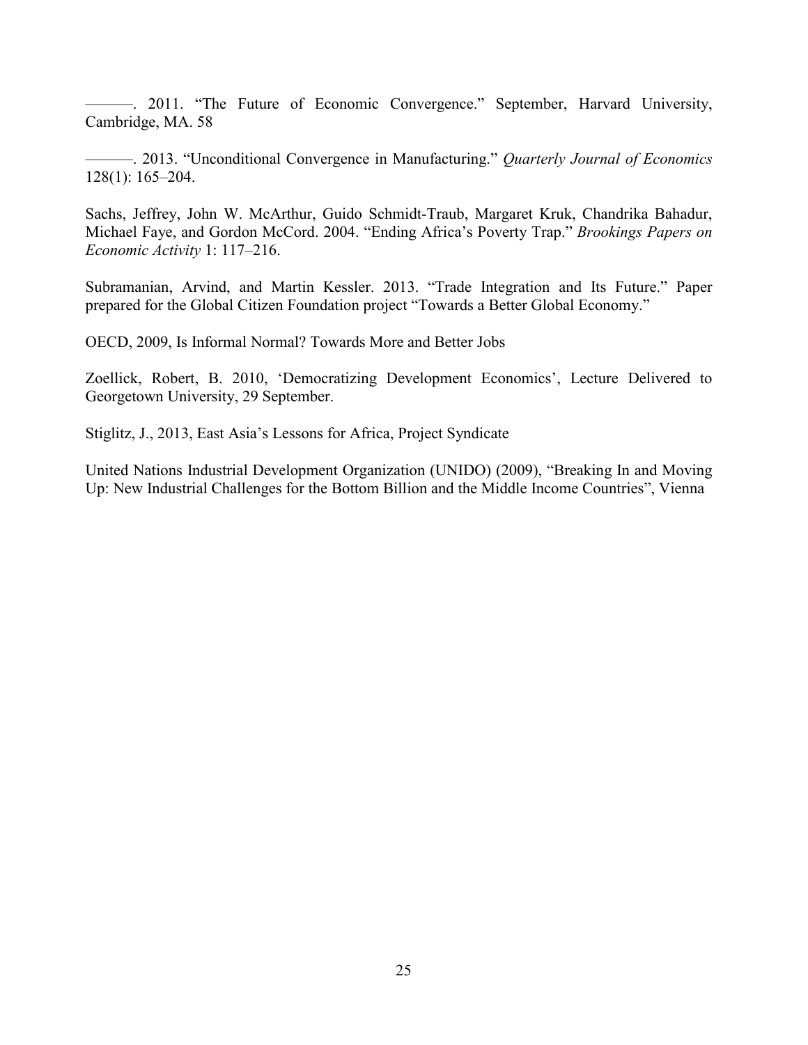———. 2011. "The Future of Economic Convergence." September, Harvard University, Cambridge, MA. 58

———. 2013. "Unconditional Convergence in Manufacturing." *Quarterly Journal of Economics* 128(1): 165–204.

Sachs, Jeffrey, John W. McArthur, Guido Schmidt-Traub, Margaret Kruk, Chandrika Bahadur, Michael Faye, and Gordon McCord. 2004. "Ending Africa's Poverty Trap." *Brookings Papers on Economic Activity* 1: 117–216.

Subramanian, Arvind, and Martin Kessler. 2013. "Trade Integration and Its Future." Paper prepared for the Global Citizen Foundation project "Towards a Better Global Economy."

OECD, 2009, Is Informal Normal? Towards More and Better Jobs

Zoellick, Robert, B. 2010, 'Democratizing Development Economics', Lecture Delivered to Georgetown University, 29 September.

Stiglitz, J., 2013, East Asia's Lessons for Africa, Project Syndicate

United Nations Industrial Development Organization (UNIDO) (2009), "Breaking In and Moving Up: New Industrial Challenges for the Bottom Billion and the Middle Income Countries", Vienna